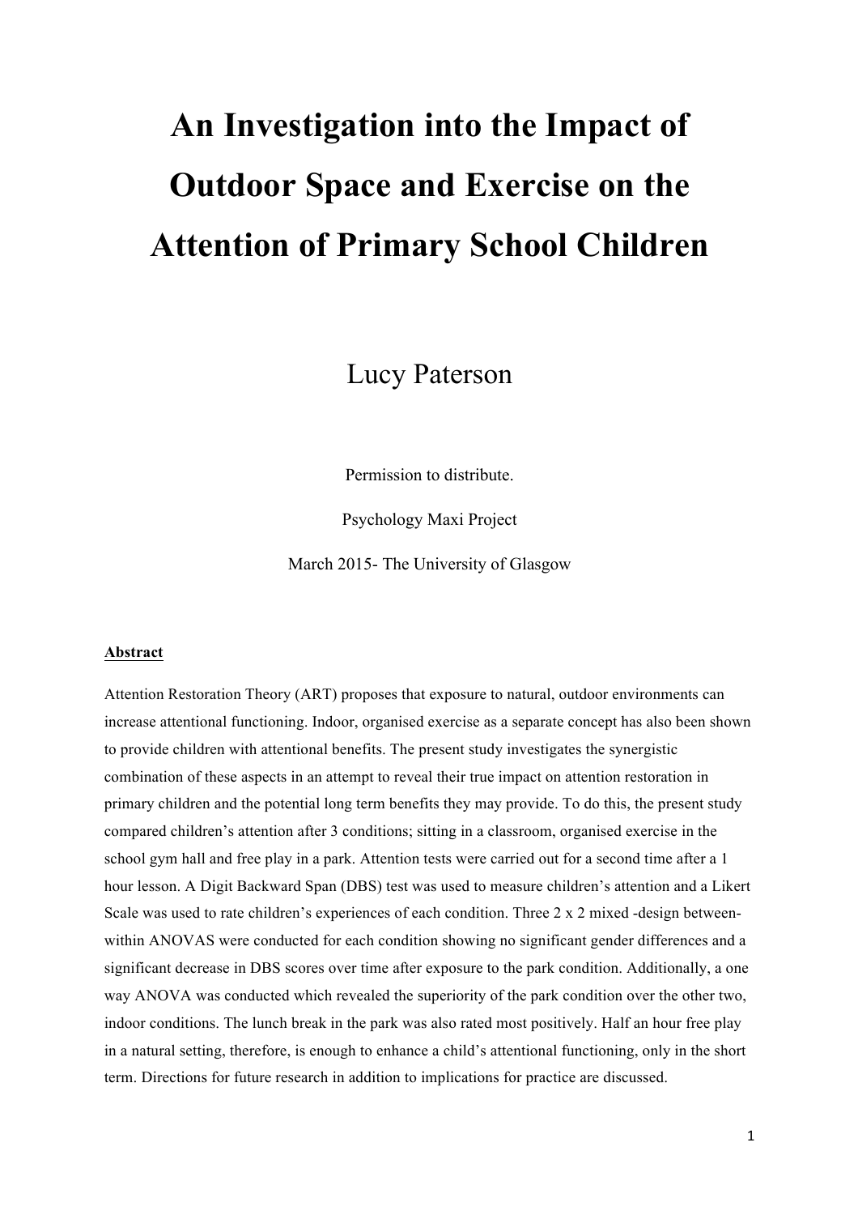# An Investigation into the Impact of Outdoor Space and Exercise on the Attention of Primary School Children

Lucy Paterson

Permission to distribute.

Psychology Maxi Project

March 2015- The University of Glasgow

## Abstract

Attention Restoration Theory (ART) proposes that exposure to natural, outdoor environments can increase attentional functioning. Indoor, organised exercise as a separate concept has also been shown to provide children with attentional benefits. The present study investigates the synergistic combination of these aspects in an attempt to reveal their true impact on attention restoration in primary children and the potential long term benefits they may provide. To do this, the present study compared children's attention after 3 conditions; sitting in a classroom, organised exercise in the school gym hall and free play in a park. Attention tests were carried out for a second time after a 1 hour lesson. A Digit Backward Span (DBS) test was used to measure children's attention and a Likert Scale was used to rate children's experiences of each condition. Three 2 x 2 mixed -design between-within ANOVAS were conducted for each condition showing no significant gender differences and a significant decrease in DBS scores over time after exposure to the park condition. Additionally, a one way ANOVA was conducted which revealed the superiority of the park condition over the other two, indoor conditions. The lunch break in the park was also rated most positively. Half an hour free play in a natural setting, therefore, is enough to enhance a child's attentional functioning, only in the short term. Directions for future research in addition to implications for practice are discussed.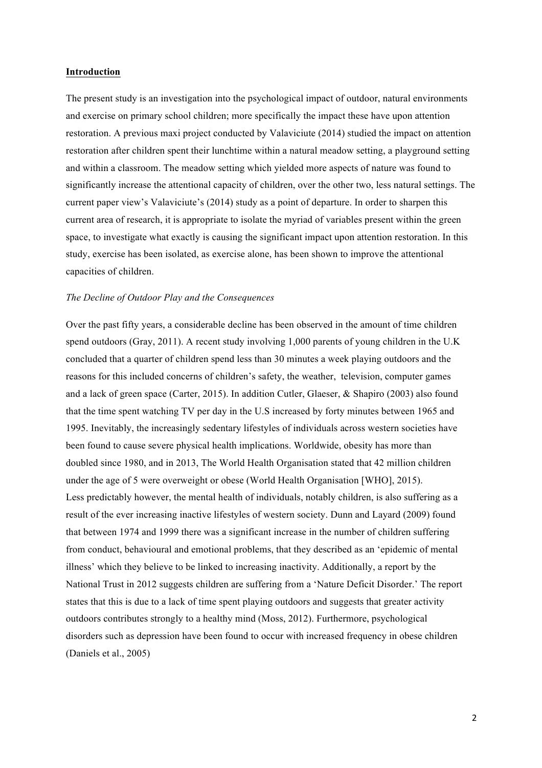**Introduction**

The present study is an investigation into the psychological impact of outdoor, natural environments and exercise on primary school children; more specifically the impact these have upon attention restoration. A previous maxi project conducted by Valaviciute (2014) studied the impact on attention restoration after children spent their lunchtime within a natural meadow setting, a playground setting and within a classroom. The meadow setting which yielded more aspects of nature was found to significantly increase the attentional capacity of children, over the other two, less natural settings. The current paper view's Valaviciute's (2014) study as a point of departure. In order to sharpen this current area of research, it is appropriate to isolate the myriad of variables present within the green space, to investigate what exactly is causing the significant impact upon attention restoration. In this study, exercise has been isolated, as exercise alone, has been shown to improve the attentional capacities of children.

*The Decline of Outdoor Play and the Consequences*

Over the past fifty years, a considerable decline has been observed in the amount of time children spend outdoors (Gray, 2011). A recent study involving 1,000 parents of young children in the U.K concluded that a quarter of children spend less than 30 minutes a week playing outdoors and the reasons for this included concerns of children's safety, the weather, television, computer games and a lack of green space (Carter, 2015). In addition Cutler, Glaeser, & Shapiro (2003) also found that the time spent watching TV per day in the U.S increased by forty minutes between 1965 and 1995. Inevitably, the increasingly sedentary lifestyles of individuals across western societies have been found to cause severe physical health implications. Worldwide, obesity has more than doubled since 1980, and in 2013, The World Health Organisation stated that 42 million children under the age of 5 were overweight or obese (World Health Organisation [WHO], 2015).
Less predictably however, the mental health of individuals, notably children, is also suffering as a result of the ever increasing inactive lifestyles of western society. Dunn and Layard (2009) found that between 1974 and 1999 there was a significant increase in the number of children suffering from conduct, behavioural and emotional problems, that they described as an 'epidemic of mental illness' which they believe to be linked to increasing inactivity. Additionally, a report by the National Trust in 2012 suggests children are suffering from a 'Nature Deficit Disorder.' The report states that this is due to a lack of time spent playing outdoors and suggests that greater activity outdoors contributes strongly to a healthy mind (Moss, 2012). Furthermore, psychological disorders such as depression have been found to occur with increased frequency in obese children (Daniels et al., 2005)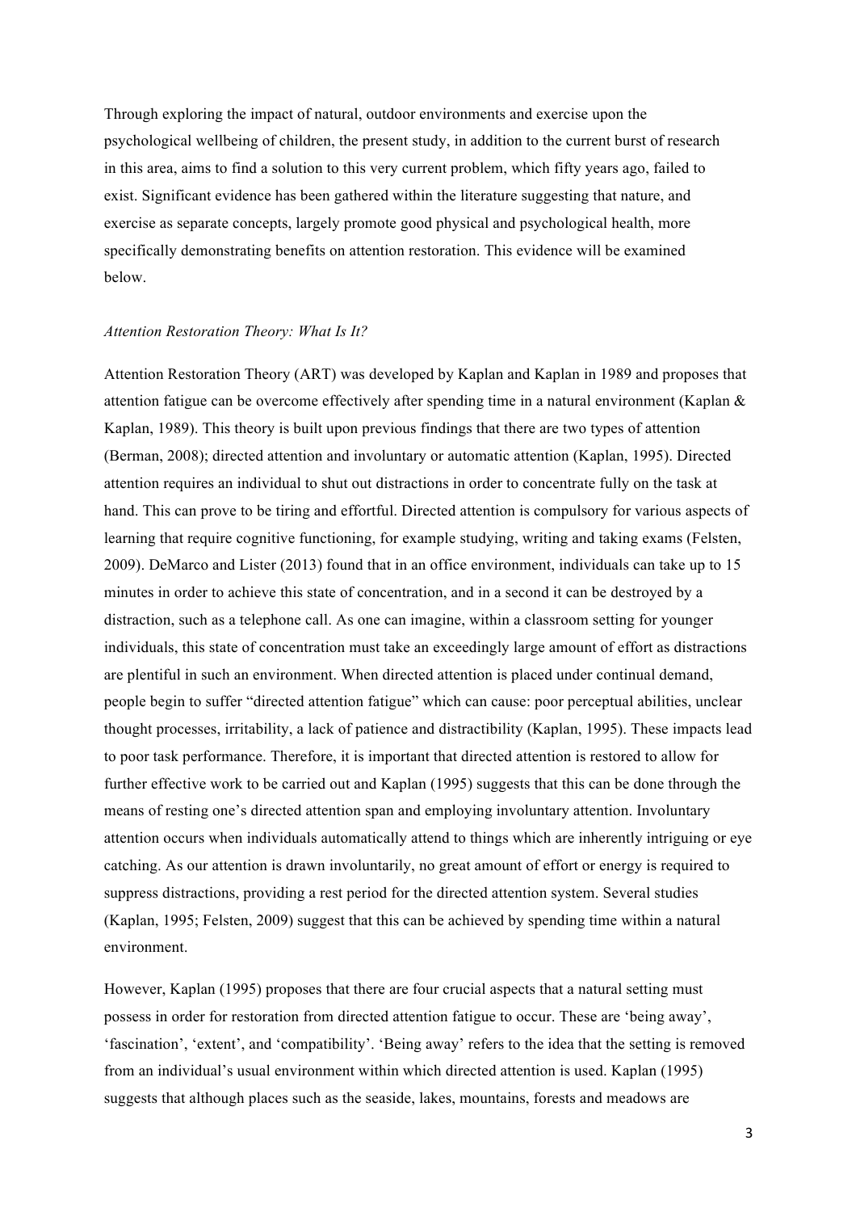Through exploring the impact of natural, outdoor environments and exercise upon the psychological wellbeing of children, the present study, in addition to the current burst of research in this area, aims to find a solution to this very current problem, which fifty years ago, failed to exist. Significant evidence has been gathered within the literature suggesting that nature, and exercise as separate concepts, largely promote good physical and psychological health, more specifically demonstrating benefits on attention restoration. This evidence will be examined below.

*Attention Restoration Theory: What Is It?*

Attention Restoration Theory (ART) was developed by Kaplan and Kaplan in 1989 and proposes that attention fatigue can be overcome effectively after spending time in a natural environment (Kaplan & Kaplan, 1989). This theory is built upon previous findings that there are two types of attention (Berman, 2008); directed attention and involuntary or automatic attention (Kaplan, 1995). Directed attention requires an individual to shut out distractions in order to concentrate fully on the task at hand. This can prove to be tiring and effortful. Directed attention is compulsory for various aspects of learning that require cognitive functioning, for example studying, writing and taking exams (Felsten, 2009). DeMarco and Lister (2013) found that in an office environment, individuals can take up to 15 minutes in order to achieve this state of concentration, and in a second it can be destroyed by a distraction, such as a telephone call. As one can imagine, within a classroom setting for younger individuals, this state of concentration must take an exceedingly large amount of effort as distractions are plentiful in such an environment. When directed attention is placed under continual demand, people begin to suffer "directed attention fatigue" which can cause: poor perceptual abilities, unclear thought processes, irritability, a lack of patience and distractibility (Kaplan, 1995). These impacts lead to poor task performance. Therefore, it is important that directed attention is restored to allow for further effective work to be carried out and Kaplan (1995) suggests that this can be done through the means of resting one's directed attention span and employing involuntary attention. Involuntary attention occurs when individuals automatically attend to things which are inherently intriguing or eye catching. As our attention is drawn involuntarily, no great amount of effort or energy is required to suppress distractions, providing a rest period for the directed attention system. Several studies (Kaplan, 1995; Felsten, 2009) suggest that this can be achieved by spending time within a natural environment.

However, Kaplan (1995) proposes that there are four crucial aspects that a natural setting must possess in order for restoration from directed attention fatigue to occur. These are 'being away', 'fascination', 'extent', and 'compatibility'. 'Being away' refers to the idea that the setting is removed from an individual's usual environment within which directed attention is used. Kaplan (1995) suggests that although places such as the seaside, lakes, mountains, forests and meadows are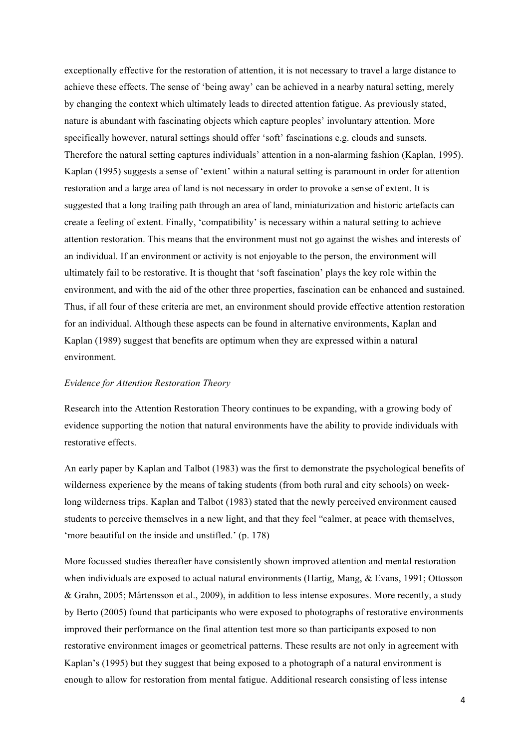exceptionally effective for the restoration of attention, it is not necessary to travel a large distance to achieve these effects. The sense of 'being away' can be achieved in a nearby natural setting, merely by changing the context which ultimately leads to directed attention fatigue. As previously stated, nature is abundant with fascinating objects which capture peoples' involuntary attention. More specifically however, natural settings should offer 'soft' fascinations e.g. clouds and sunsets. Therefore the natural setting captures individuals' attention in a non-alarming fashion (Kaplan, 1995). Kaplan (1995) suggests a sense of 'extent' within a natural setting is paramount in order for attention restoration and a large area of land is not necessary in order to provoke a sense of extent. It is suggested that a long trailing path through an area of land, miniaturization and historic artefacts can create a feeling of extent. Finally, 'compatibility' is necessary within a natural setting to achieve attention restoration. This means that the environment must not go against the wishes and interests of an individual. If an environment or activity is not enjoyable to the person, the environment will ultimately fail to be restorative. It is thought that 'soft fascination' plays the key role within the environment, and with the aid of the other three properties, fascination can be enhanced and sustained. Thus, if all four of these criteria are met, an environment should provide effective attention restoration for an individual. Although these aspects can be found in alternative environments, Kaplan and Kaplan (1989) suggest that benefits are optimum when they are expressed within a natural environment.

*Evidence for Attention Restoration Theory*

Research into the Attention Restoration Theory continues to be expanding, with a growing body of evidence supporting the notion that natural environments have the ability to provide individuals with restorative effects.

An early paper by Kaplan and Talbot (1983) was the first to demonstrate the psychological benefits of wilderness experience by the means of taking students (from both rural and city schools) on week-long wilderness trips. Kaplan and Talbot (1983) stated that the newly perceived environment caused students to perceive themselves in a new light, and that they feel "calmer, at peace with themselves, 'more beautiful on the inside and unstifled.' (p. 178)

More focussed studies thereafter have consistently shown improved attention and mental restoration when individuals are exposed to actual natural environments (Hartig, Mang, & Evans, 1991; Ottosson & Grahn, 2005; Mårtensson et al., 2009), in addition to less intense exposures. More recently, a study by Berto (2005) found that participants who were exposed to photographs of restorative environments improved their performance on the final attention test more so than participants exposed to non restorative environment images or geometrical patterns. These results are not only in agreement with Kaplan's (1995) but they suggest that being exposed to a photograph of a natural environment is enough to allow for restoration from mental fatigue. Additional research consisting of less intense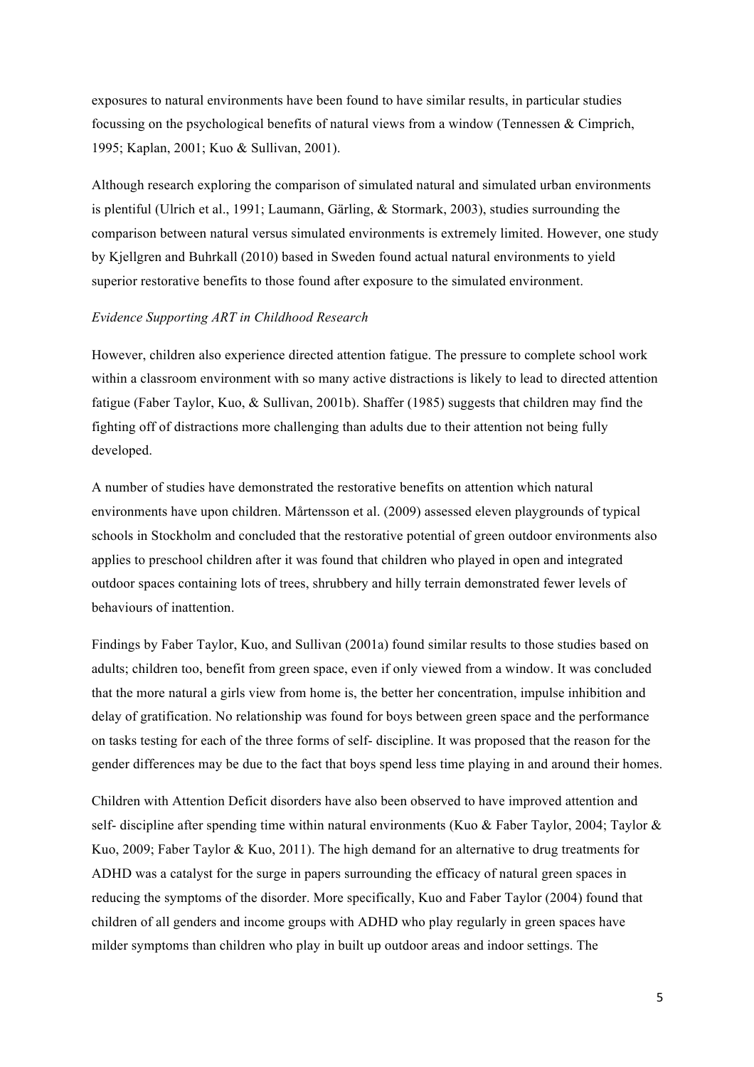exposures to natural environments have been found to have similar results, in particular studies focussing on the psychological benefits of natural views from a window (Tennessen & Cimprich, 1995; Kaplan, 2001; Kuo & Sullivan, 2001).

Although research exploring the comparison of simulated natural and simulated urban environments is plentiful (Ulrich et al., 1991; Laumann, Gärling, & Stormark, 2003), studies surrounding the comparison between natural versus simulated environments is extremely limited. However, one study by Kjellgren and Buhrkall (2010) based in Sweden found actual natural environments to yield superior restorative benefits to those found after exposure to the simulated environment.

*Evidence Supporting ART in Childhood Research*

However, children also experience directed attention fatigue. The pressure to complete school work within a classroom environment with so many active distractions is likely to lead to directed attention fatigue (Faber Taylor, Kuo, & Sullivan, 2001b). Shaffer (1985) suggests that children may find the fighting off of distractions more challenging than adults due to their attention not being fully developed.

A number of studies have demonstrated the restorative benefits on attention which natural environments have upon children. Mårtensson et al. (2009) assessed eleven playgrounds of typical schools in Stockholm and concluded that the restorative potential of green outdoor environments also applies to preschool children after it was found that children who played in open and integrated outdoor spaces containing lots of trees, shrubbery and hilly terrain demonstrated fewer levels of behaviours of inattention.

Findings by Faber Taylor, Kuo, and Sullivan (2001a) found similar results to those studies based on adults; children too, benefit from green space, even if only viewed from a window. It was concluded that the more natural a girls view from home is, the better her concentration, impulse inhibition and delay of gratification. No relationship was found for boys between green space and the performance on tasks testing for each of the three forms of self- discipline. It was proposed that the reason for the gender differences may be due to the fact that boys spend less time playing in and around their homes.

Children with Attention Deficit disorders have also been observed to have improved attention and self- discipline after spending time within natural environments (Kuo & Faber Taylor, 2004; Taylor & Kuo, 2009; Faber Taylor & Kuo, 2011). The high demand for an alternative to drug treatments for ADHD was a catalyst for the surge in papers surrounding the efficacy of natural green spaces in reducing the symptoms of the disorder. More specifically, Kuo and Faber Taylor (2004) found that children of all genders and income groups with ADHD who play regularly in green spaces have milder symptoms than children who play in built up outdoor areas and indoor settings. The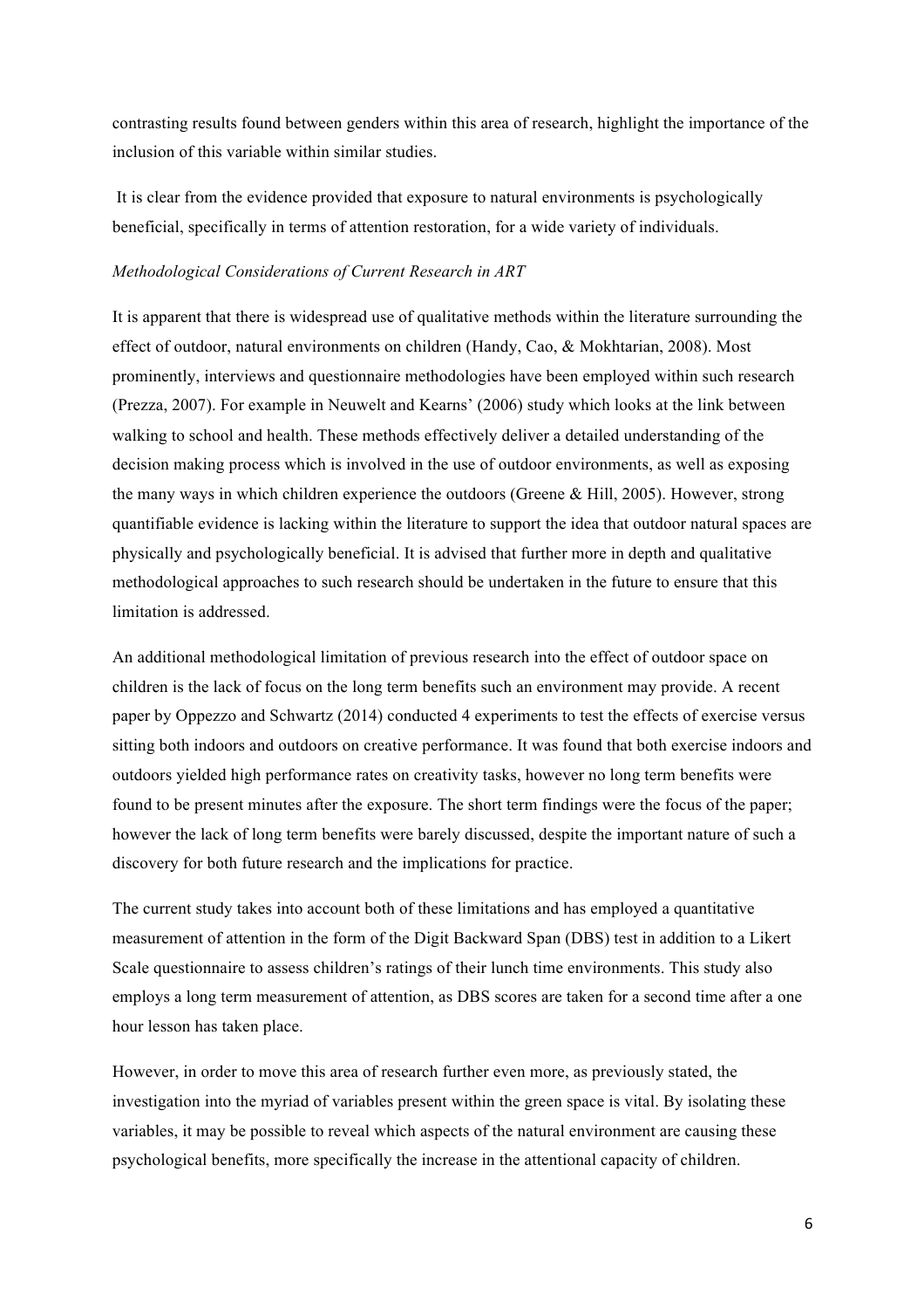contrasting results found between genders within this area of research, highlight the importance of the inclusion of this variable within similar studies.

It is clear from the evidence provided that exposure to natural environments is psychologically beneficial, specifically in terms of attention restoration, for a wide variety of individuals.

*Methodological Considerations of Current Research in ART*

It is apparent that there is widespread use of qualitative methods within the literature surrounding the effect of outdoor, natural environments on children (Handy, Cao, & Mokhtarian, 2008). Most prominently, interviews and questionnaire methodologies have been employed within such research (Prezza, 2007). For example in Neuwelt and Kearns' (2006) study which looks at the link between walking to school and health. These methods effectively deliver a detailed understanding of the decision making process which is involved in the use of outdoor environments, as well as exposing the many ways in which children experience the outdoors (Greene & Hill, 2005). However, strong quantifiable evidence is lacking within the literature to support the idea that outdoor natural spaces are physically and psychologically beneficial. It is advised that further more in depth and qualitative methodological approaches to such research should be undertaken in the future to ensure that this limitation is addressed.

An additional methodological limitation of previous research into the effect of outdoor space on children is the lack of focus on the long term benefits such an environment may provide. A recent paper by Oppezzo and Schwartz (2014) conducted 4 experiments to test the effects of exercise versus sitting both indoors and outdoors on creative performance. It was found that both exercise indoors and outdoors yielded high performance rates on creativity tasks, however no long term benefits were found to be present minutes after the exposure. The short term findings were the focus of the paper; however the lack of long term benefits were barely discussed, despite the important nature of such a discovery for both future research and the implications for practice.

The current study takes into account both of these limitations and has employed a quantitative measurement of attention in the form of the Digit Backward Span (DBS) test in addition to a Likert Scale questionnaire to assess children's ratings of their lunch time environments. This study also employs a long term measurement of attention, as DBS scores are taken for a second time after a one hour lesson has taken place.

However, in order to move this area of research further even more, as previously stated, the investigation into the myriad of variables present within the green space is vital. By isolating these variables, it may be possible to reveal which aspects of the natural environment are causing these psychological benefits, more specifically the increase in the attentional capacity of children.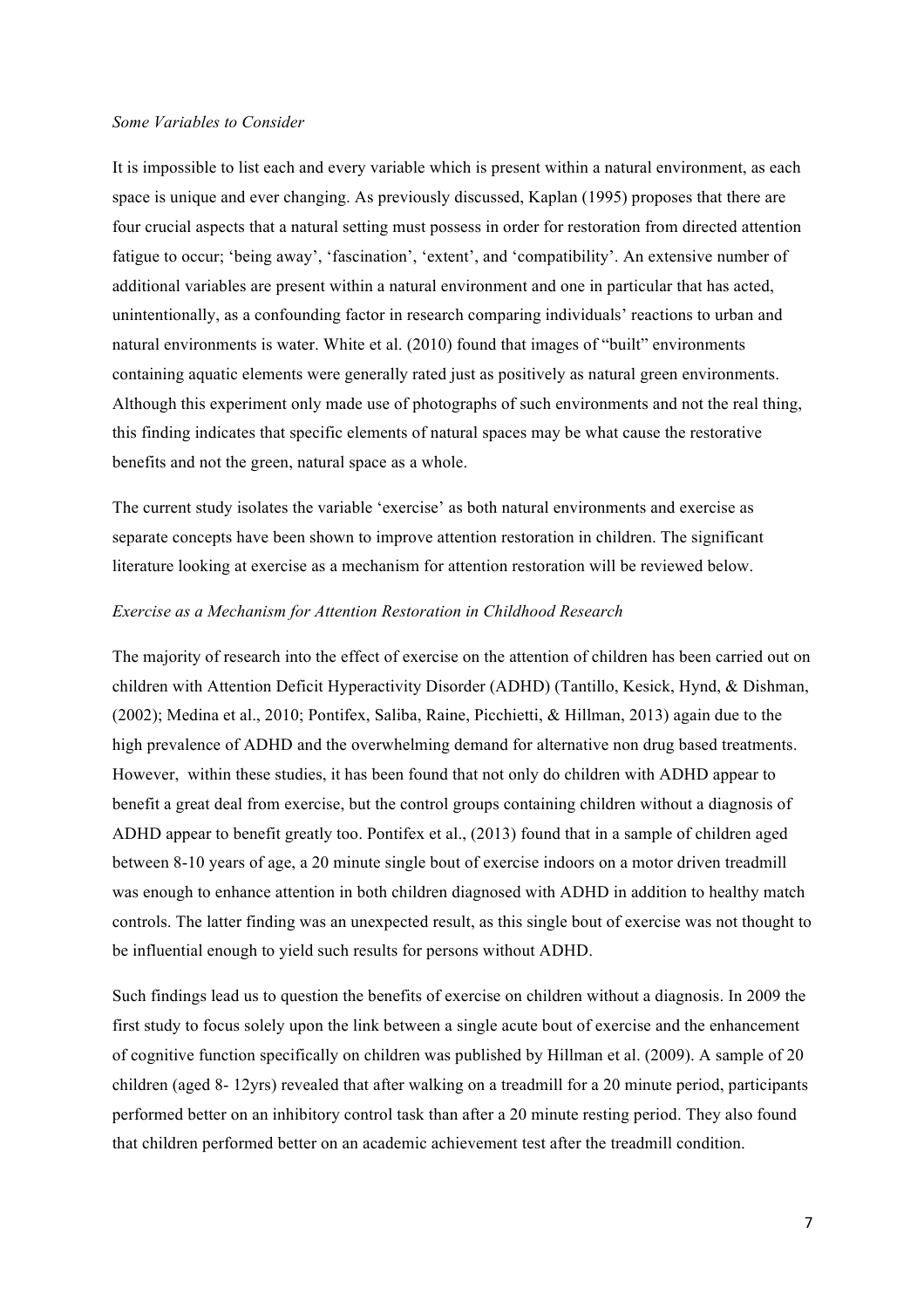*Some Variables to Consider*

It is impossible to list each and every variable which is present within a natural environment, as each space is unique and ever changing. As previously discussed, Kaplan (1995) proposes that there are four crucial aspects that a natural setting must possess in order for restoration from directed attention fatigue to occur; 'being away', 'fascination', 'extent', and 'compatibility'. An extensive number of additional variables are present within a natural environment and one in particular that has acted, unintentionally, as a confounding factor in research comparing individuals' reactions to urban and natural environments is water. White et al. (2010) found that images of "built" environments containing aquatic elements were generally rated just as positively as natural green environments. Although this experiment only made use of photographs of such environments and not the real thing, this finding indicates that specific elements of natural spaces may be what cause the restorative benefits and not the green, natural space as a whole.

The current study isolates the variable 'exercise' as both natural environments and exercise as separate concepts have been shown to improve attention restoration in children. The significant literature looking at exercise as a mechanism for attention restoration will be reviewed below.

*Exercise as a Mechanism for Attention Restoration in Childhood Research*

The majority of research into the effect of exercise on the attention of children has been carried out on children with Attention Deficit Hyperactivity Disorder (ADHD) (Tantillo, Kesick, Hynd, & Dishman, (2002); Medina et al., 2010; Pontifex, Saliba, Raine, Picchietti, & Hillman, 2013) again due to the high prevalence of ADHD and the overwhelming demand for alternative non drug based treatments. However, within these studies, it has been found that not only do children with ADHD appear to benefit a great deal from exercise, but the control groups containing children without a diagnosis of ADHD appear to benefit greatly too. Pontifex et al., (2013) found that in a sample of children aged between 8-10 years of age, a 20 minute single bout of exercise indoors on a motor driven treadmill was enough to enhance attention in both children diagnosed with ADHD in addition to healthy match controls. The latter finding was an unexpected result, as this single bout of exercise was not thought to be influential enough to yield such results for persons without ADHD.

Such findings lead us to question the benefits of exercise on children without a diagnosis. In 2009 the first study to focus solely upon the link between a single acute bout of exercise and the enhancement of cognitive function specifically on children was published by Hillman et al. (2009). A sample of 20 children (aged 8- 12yrs) revealed that after walking on a treadmill for a 20 minute period, participants performed better on an inhibitory control task than after a 20 minute resting period. They also found that children performed better on an academic achievement test after the treadmill condition.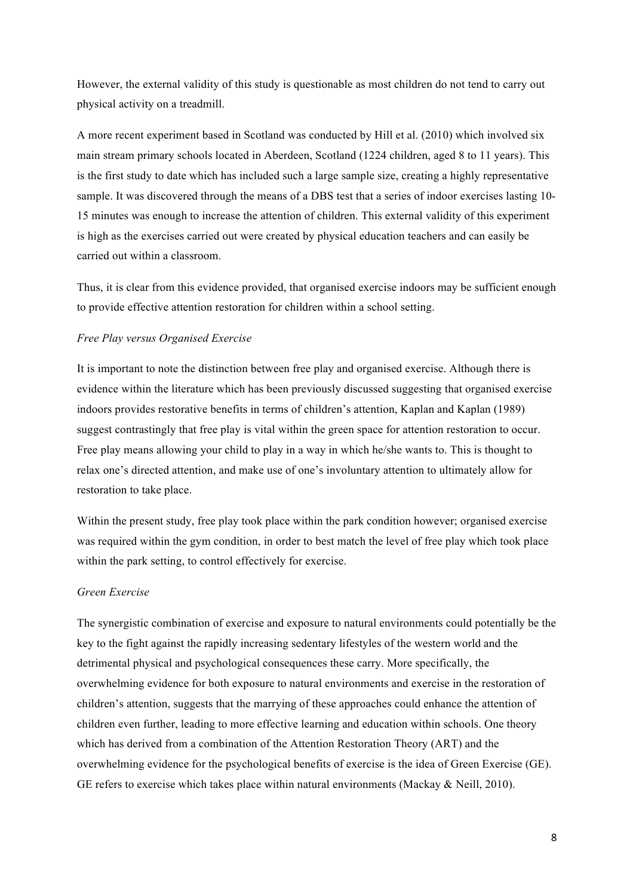However, the external validity of this study is questionable as most children do not tend to carry out physical activity on a treadmill.

A more recent experiment based in Scotland was conducted by Hill et al. (2010) which involved six main stream primary schools located in Aberdeen, Scotland (1224 children, aged 8 to 11 years). This is the first study to date which has included such a large sample size, creating a highly representative sample. It was discovered through the means of a DBS test that a series of indoor exercises lasting 10-15 minutes was enough to increase the attention of children. This external validity of this experiment is high as the exercises carried out were created by physical education teachers and can easily be carried out within a classroom.

Thus, it is clear from this evidence provided, that organised exercise indoors may be sufficient enough to provide effective attention restoration for children within a school setting.

*Free Play versus Organised Exercise*

It is important to note the distinction between free play and organised exercise. Although there is evidence within the literature which has been previously discussed suggesting that organised exercise indoors provides restorative benefits in terms of children's attention, Kaplan and Kaplan (1989) suggest contrastingly that free play is vital within the green space for attention restoration to occur. Free play means allowing your child to play in a way in which he/she wants to. This is thought to relax one's directed attention, and make use of one's involuntary attention to ultimately allow for restoration to take place.

Within the present study, free play took place within the park condition however; organised exercise was required within the gym condition, in order to best match the level of free play which took place within the park setting, to control effectively for exercise.

*Green Exercise*

The synergistic combination of exercise and exposure to natural environments could potentially be the key to the fight against the rapidly increasing sedentary lifestyles of the western world and the detrimental physical and psychological consequences these carry. More specifically, the overwhelming evidence for both exposure to natural environments and exercise in the restoration of children's attention, suggests that the marrying of these approaches could enhance the attention of children even further, leading to more effective learning and education within schools. One theory which has derived from a combination of the Attention Restoration Theory (ART) and the overwhelming evidence for the psychological benefits of exercise is the idea of Green Exercise (GE). GE refers to exercise which takes place within natural environments (Mackay & Neill, 2010).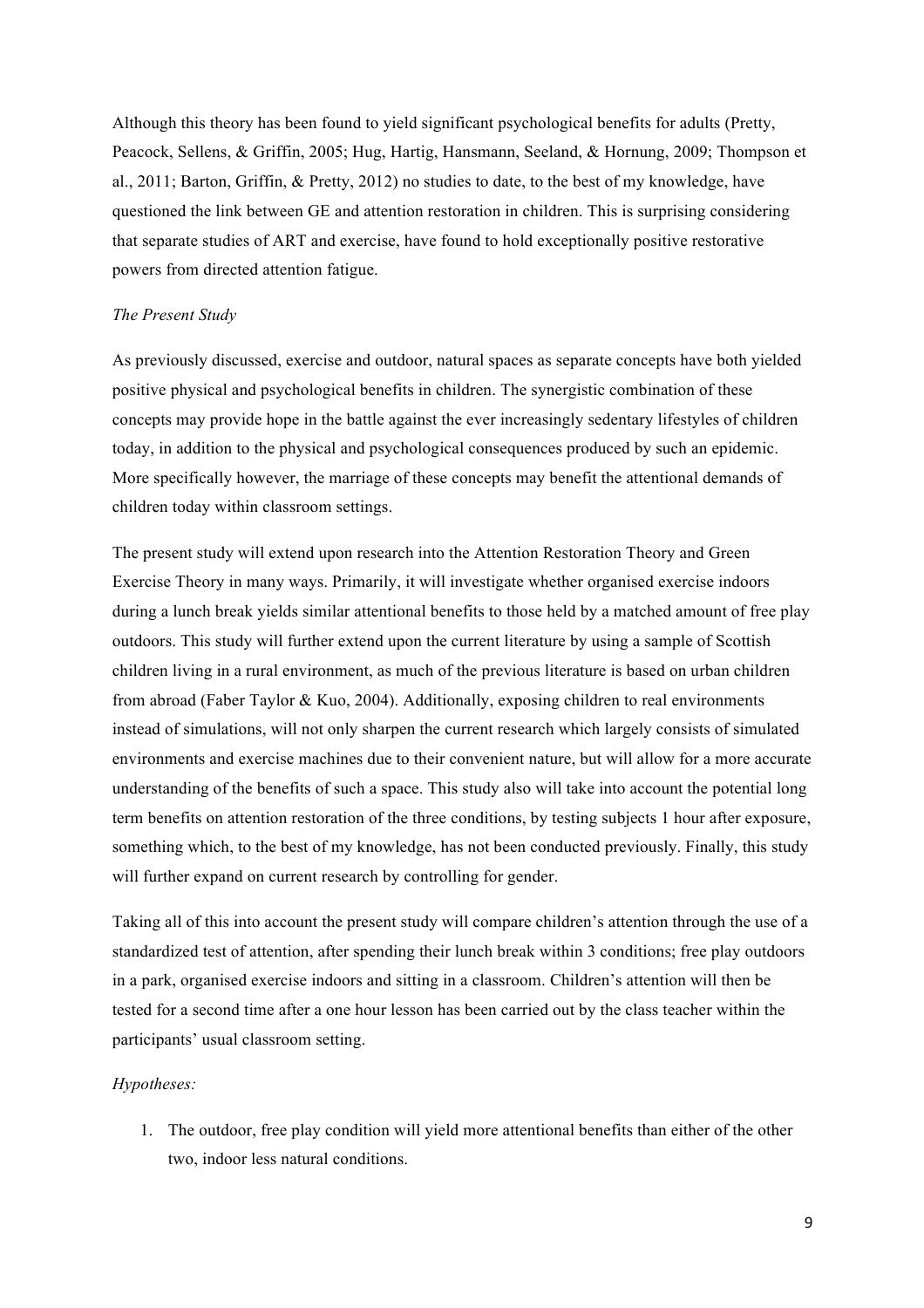Although this theory has been found to yield significant psychological benefits for adults (Pretty, Peacock, Sellens, & Griffin, 2005; Hug, Hartig, Hansmann, Seeland, & Hornung, 2009; Thompson et al., 2011; Barton, Griffin, & Pretty, 2012) no studies to date, to the best of my knowledge, have questioned the link between GE and attention restoration in children. This is surprising considering that separate studies of ART and exercise, have found to hold exceptionally positive restorative powers from directed attention fatigue.

*The Present Study*

As previously discussed, exercise and outdoor, natural spaces as separate concepts have both yielded positive physical and psychological benefits in children. The synergistic combination of these concepts may provide hope in the battle against the ever increasingly sedentary lifestyles of children today, in addition to the physical and psychological consequences produced by such an epidemic. More specifically however, the marriage of these concepts may benefit the attentional demands of children today within classroom settings.

The present study will extend upon research into the Attention Restoration Theory and Green Exercise Theory in many ways. Primarily, it will investigate whether organised exercise indoors during a lunch break yields similar attentional benefits to those held by a matched amount of free play outdoors. This study will further extend upon the current literature by using a sample of Scottish children living in a rural environment, as much of the previous literature is based on urban children from abroad (Faber Taylor & Kuo, 2004). Additionally, exposing children to real environments instead of simulations, will not only sharpen the current research which largely consists of simulated environments and exercise machines due to their convenient nature, but will allow for a more accurate understanding of the benefits of such a space. This study also will take into account the potential long term benefits on attention restoration of the three conditions, by testing subjects 1 hour after exposure, something which, to the best of my knowledge, has not been conducted previously. Finally, this study will further expand on current research by controlling for gender.

Taking all of this into account the present study will compare children's attention through the use of a standardized test of attention, after spending their lunch break within 3 conditions; free play outdoors in a park, organised exercise indoors and sitting in a classroom. Children's attention will then be tested for a second time after a one hour lesson has been carried out by the class teacher within the participants' usual classroom setting.

*Hypotheses:*

1. The outdoor, free play condition will yield more attentional benefits than either of the other two, indoor less natural conditions.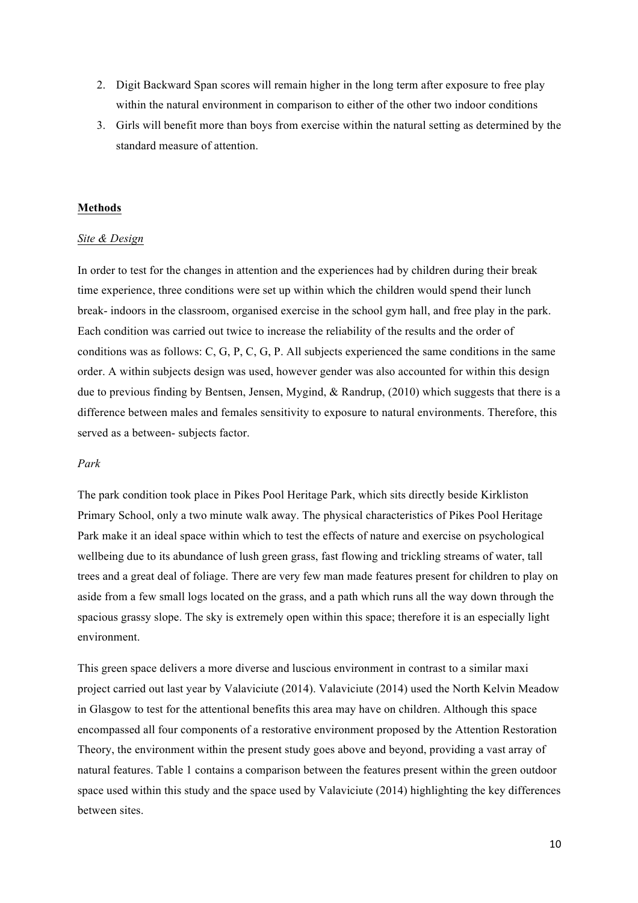2. Digit Backward Span scores will remain higher in the long term after exposure to free play within the natural environment in comparison to either of the other two indoor conditions
3. Girls will benefit more than boys from exercise within the natural setting as determined by the standard measure of attention.

## **Methods**

### *Site & Design*

In order to test for the changes in attention and the experiences had by children during their break time experience, three conditions were set up within which the children would spend their lunch break- indoors in the classroom, organised exercise in the school gym hall, and free play in the park. Each condition was carried out twice to increase the reliability of the results and the order of conditions was as follows: C, G, P, C, G, P. All subjects experienced the same conditions in the same order. A within subjects design was used, however gender was also accounted for within this design due to previous finding by Bentsen, Jensen, Mygind, & Randrup, (2010) which suggests that there is a difference between males and females sensitivity to exposure to natural environments. Therefore, this served as a between- subjects factor.

### *Park*

The park condition took place in Pikes Pool Heritage Park, which sits directly beside Kirkliston Primary School, only a two minute walk away. The physical characteristics of Pikes Pool Heritage Park make it an ideal space within which to test the effects of nature and exercise on psychological wellbeing due to its abundance of lush green grass, fast flowing and trickling streams of water, tall trees and a great deal of foliage. There are very few man made features present for children to play on aside from a few small logs located on the grass, and a path which runs all the way down through the spacious grassy slope. The sky is extremely open within this space; therefore it is an especially light environment.

This green space delivers a more diverse and luscious environment in contrast to a similar maxi project carried out last year by Valaviciute (2014). Valaviciute (2014) used the North Kelvin Meadow in Glasgow to test for the attentional benefits this area may have on children. Although this space encompassed all four components of a restorative environment proposed by the Attention Restoration Theory, the environment within the present study goes above and beyond, providing a vast array of natural features. Table 1 contains a comparison between the features present within the green outdoor space used within this study and the space used by Valaviciute (2014) highlighting the key differences between sites.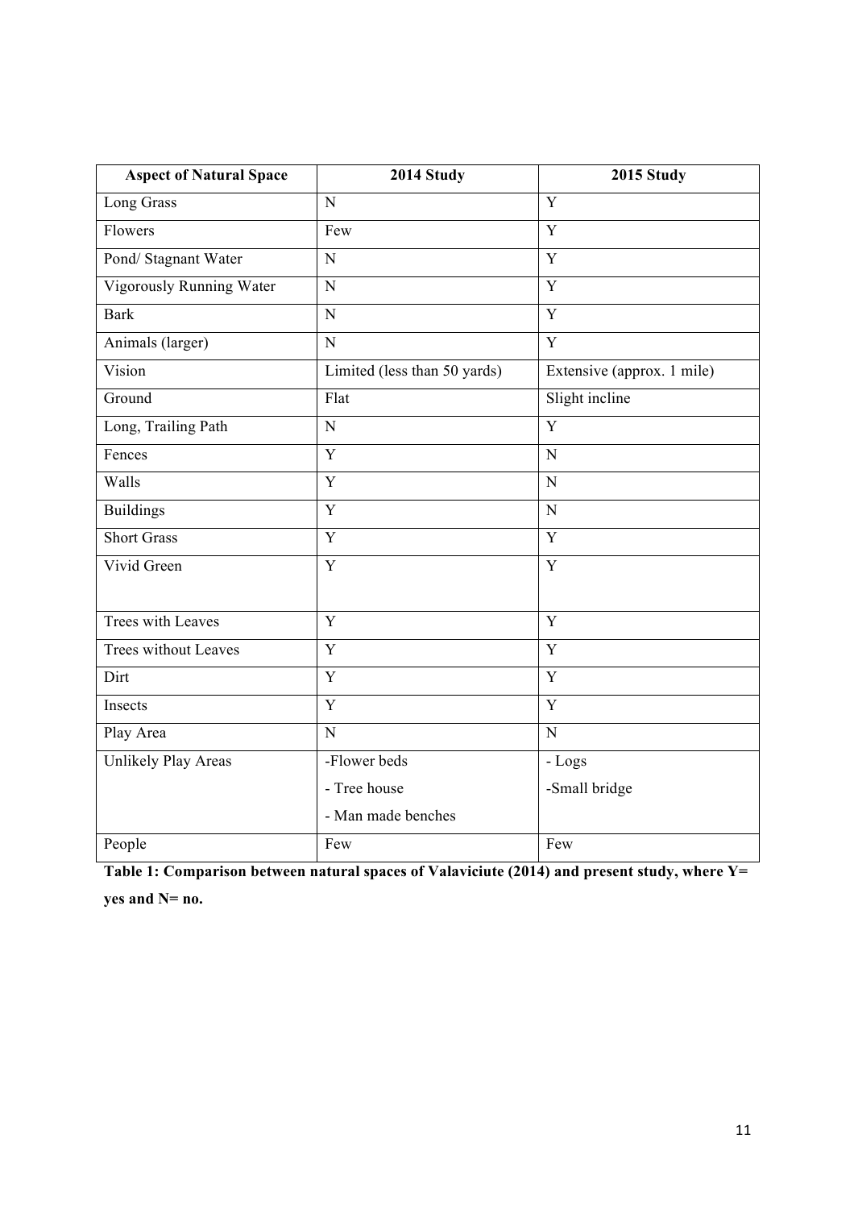| Aspect of Natural Space | 2014 Study | 2015 Study |
|---|---|---|
| Long Grass | N | Y |
| Flowers | Few | Y |
| Pond/ Stagnant Water | N | Y |
| Vigorously Running Water | N | Y |
| Bark | N | Y |
| Animals (larger) | N | Y |
| Vision | Limited (less than 50 yards) | Extensive (approx. 1 mile) |
| Ground | Flat | Slight incline |
| Long, Trailing Path | N | Y |
| Fences | Y | N |
| Walls | Y | N |
| Buildings | Y | N |
| Short Grass | Y | Y |
| Vivid Green | Y | Y |
| Trees with Leaves | Y | Y |
| Trees without Leaves | Y | Y |
| Dirt | Y | Y |
| Insects | Y | Y |
| Play Area | N | N |
| Unlikely Play Areas | -Flower beds<br>- Tree house<br>- Man made benches | - Logs<br>-Small bridge |
| People | Few | Few |

**Table 1: Comparison between natural spaces of Valaviciute (2014) and present study, where Y= yes and N= no.**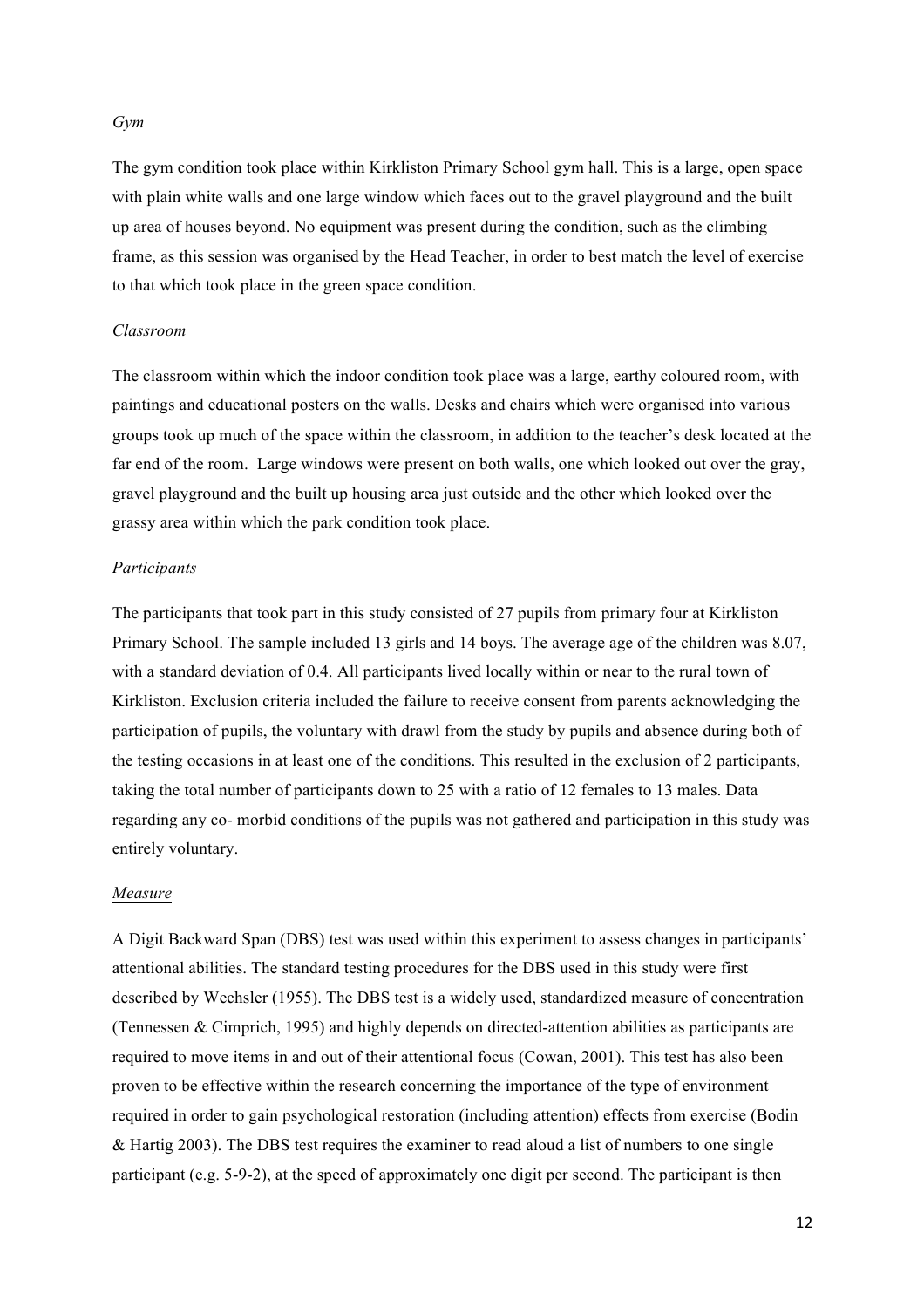*Gym*

The gym condition took place within Kirkliston Primary School gym hall. This is a large, open space with plain white walls and one large window which faces out to the gravel playground and the built up area of houses beyond. No equipment was present during the condition, such as the climbing frame, as this session was organised by the Head Teacher, in order to best match the level of exercise to that which took place in the green space condition.

*Classroom*

The classroom within which the indoor condition took place was a large, earthy coloured room, with paintings and educational posters on the walls. Desks and chairs which were organised into various groups took up much of the space within the classroom, in addition to the teacher's desk located at the far end of the room. Large windows were present on both walls, one which looked out over the gray, gravel playground and the built up housing area just outside and the other which looked over the grassy area within which the park condition took place.

*Participants*

The participants that took part in this study consisted of 27 pupils from primary four at Kirkliston Primary School. The sample included 13 girls and 14 boys. The average age of the children was 8.07, with a standard deviation of 0.4. All participants lived locally within or near to the rural town of Kirkliston. Exclusion criteria included the failure to receive consent from parents acknowledging the participation of pupils, the voluntary with drawl from the study by pupils and absence during both of the testing occasions in at least one of the conditions. This resulted in the exclusion of 2 participants, taking the total number of participants down to 25 with a ratio of 12 females to 13 males. Data regarding any co- morbid conditions of the pupils was not gathered and participation in this study was entirely voluntary.

*Measure*

A Digit Backward Span (DBS) test was used within this experiment to assess changes in participants' attentional abilities. The standard testing procedures for the DBS used in this study were first described by Wechsler (1955). The DBS test is a widely used, standardized measure of concentration (Tennessen & Cimprich, 1995) and highly depends on directed-attention abilities as participants are required to move items in and out of their attentional focus (Cowan, 2001). This test has also been proven to be effective within the research concerning the importance of the type of environment required in order to gain psychological restoration (including attention) effects from exercise (Bodin & Hartig 2003). The DBS test requires the examiner to read aloud a list of numbers to one single participant (e.g. 5-9-2), at the speed of approximately one digit per second. The participant is then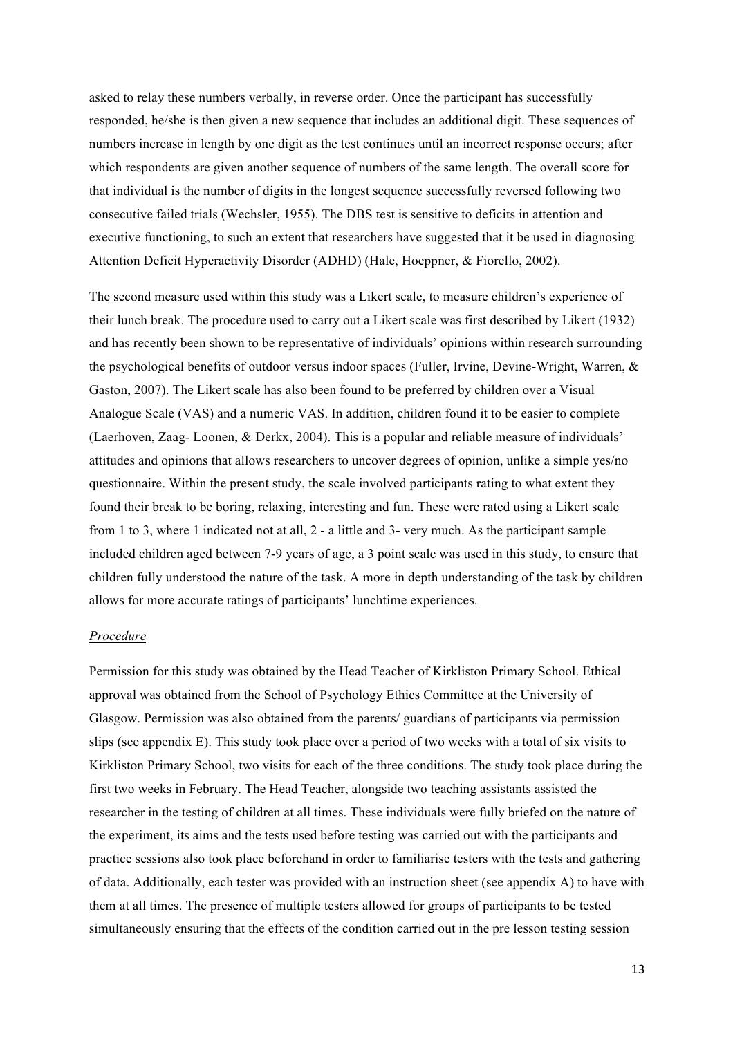asked to relay these numbers verbally, in reverse order. Once the participant has successfully responded, he/she is then given a new sequence that includes an additional digit. These sequences of numbers increase in length by one digit as the test continues until an incorrect response occurs; after which respondents are given another sequence of numbers of the same length. The overall score for that individual is the number of digits in the longest sequence successfully reversed following two consecutive failed trials (Wechsler, 1955). The DBS test is sensitive to deficits in attention and executive functioning, to such an extent that researchers have suggested that it be used in diagnosing Attention Deficit Hyperactivity Disorder (ADHD) (Hale, Hoeppner, & Fiorello, 2002).

The second measure used within this study was a Likert scale, to measure children's experience of their lunch break. The procedure used to carry out a Likert scale was first described by Likert (1932) and has recently been shown to be representative of individuals' opinions within research surrounding the psychological benefits of outdoor versus indoor spaces (Fuller, Irvine, Devine-Wright, Warren, & Gaston, 2007). The Likert scale has also been found to be preferred by children over a Visual Analogue Scale (VAS) and a numeric VAS. In addition, children found it to be easier to complete (Laerhoven, Zaag- Loonen, & Derkx, 2004). This is a popular and reliable measure of individuals' attitudes and opinions that allows researchers to uncover degrees of opinion, unlike a simple yes/no questionnaire. Within the present study, the scale involved participants rating to what extent they found their break to be boring, relaxing, interesting and fun. These were rated using a Likert scale from 1 to 3, where 1 indicated not at all, 2 - a little and 3- very much. As the participant sample included children aged between 7-9 years of age, a 3 point scale was used in this study, to ensure that children fully understood the nature of the task. A more in depth understanding of the task by children allows for more accurate ratings of participants' lunchtime experiences.

*Procedure*

Permission for this study was obtained by the Head Teacher of Kirkliston Primary School. Ethical approval was obtained from the School of Psychology Ethics Committee at the University of Glasgow. Permission was also obtained from the parents/ guardians of participants via permission slips (see appendix E). This study took place over a period of two weeks with a total of six visits to Kirkliston Primary School, two visits for each of the three conditions. The study took place during the first two weeks in February. The Head Teacher, alongside two teaching assistants assisted the researcher in the testing of children at all times. These individuals were fully briefed on the nature of the experiment, its aims and the tests used before testing was carried out with the participants and practice sessions also took place beforehand in order to familiarise testers with the tests and gathering of data. Additionally, each tester was provided with an instruction sheet (see appendix A) to have with them at all times. The presence of multiple testers allowed for groups of participants to be tested simultaneously ensuring that the effects of the condition carried out in the pre lesson testing session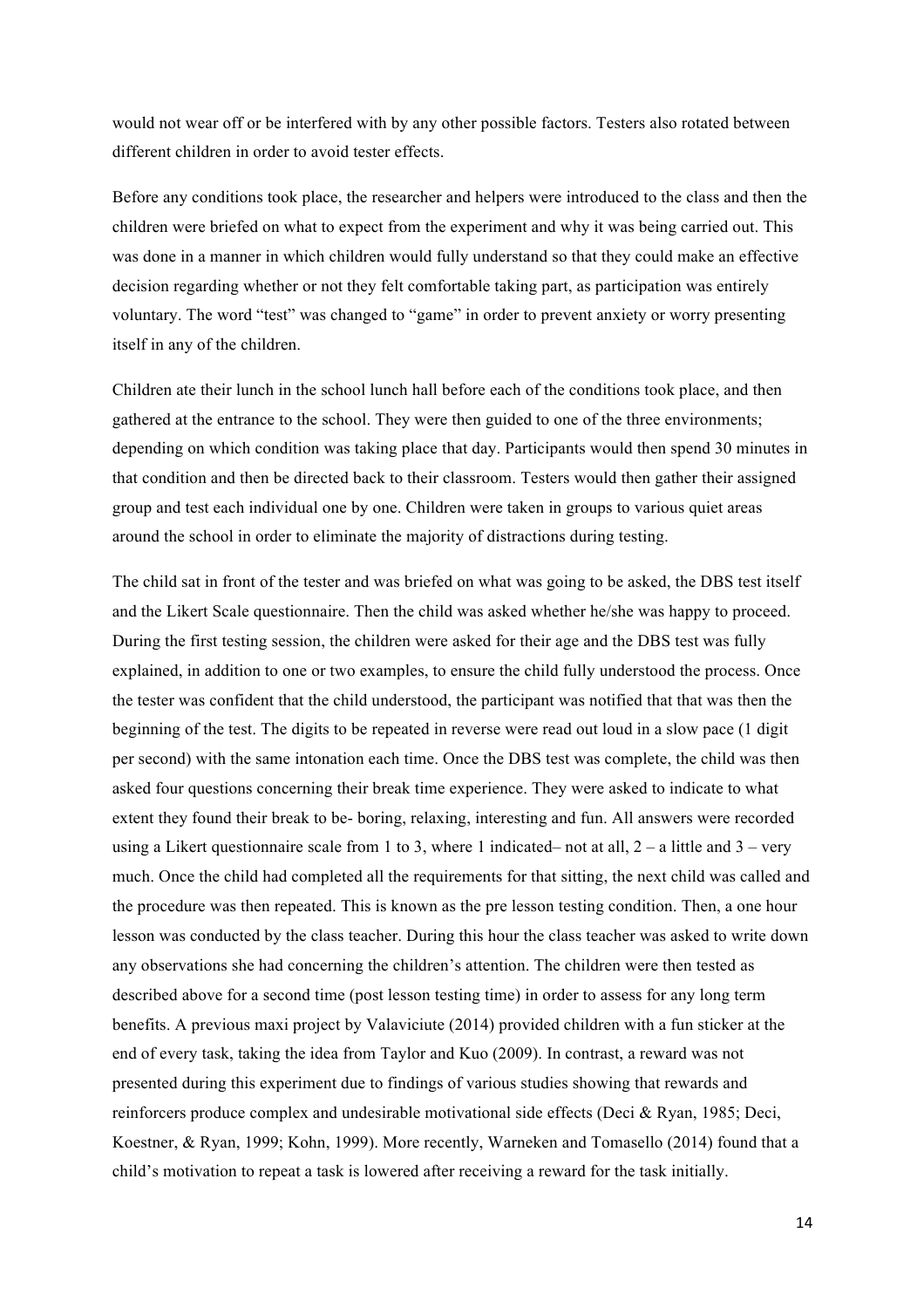would not wear off or be interfered with by any other possible factors. Testers also rotated between different children in order to avoid tester effects.

Before any conditions took place, the researcher and helpers were introduced to the class and then the children were briefed on what to expect from the experiment and why it was being carried out. This was done in a manner in which children would fully understand so that they could make an effective decision regarding whether or not they felt comfortable taking part, as participation was entirely voluntary. The word "test" was changed to "game" in order to prevent anxiety or worry presenting itself in any of the children.

Children ate their lunch in the school lunch hall before each of the conditions took place, and then gathered at the entrance to the school. They were then guided to one of the three environments; depending on which condition was taking place that day. Participants would then spend 30 minutes in that condition and then be directed back to their classroom. Testers would then gather their assigned group and test each individual one by one. Children were taken in groups to various quiet areas around the school in order to eliminate the majority of distractions during testing.

The child sat in front of the tester and was briefed on what was going to be asked, the DBS test itself and the Likert Scale questionnaire. Then the child was asked whether he/she was happy to proceed. During the first testing session, the children were asked for their age and the DBS test was fully explained, in addition to one or two examples, to ensure the child fully understood the process. Once the tester was confident that the child understood, the participant was notified that that was then the beginning of the test. The digits to be repeated in reverse were read out loud in a slow pace (1 digit per second) with the same intonation each time. Once the DBS test was complete, the child was then asked four questions concerning their break time experience. They were asked to indicate to what extent they found their break to be- boring, relaxing, interesting and fun. All answers were recorded using a Likert questionnaire scale from 1 to 3, where 1 indicated– not at all, 2 – a little and 3 – very much. Once the child had completed all the requirements for that sitting, the next child was called and the procedure was then repeated. This is known as the pre lesson testing condition. Then, a one hour lesson was conducted by the class teacher. During this hour the class teacher was asked to write down any observations she had concerning the children's attention. The children were then tested as described above for a second time (post lesson testing time) in order to assess for any long term benefits. A previous maxi project by Valaviciute (2014) provided children with a fun sticker at the end of every task, taking the idea from Taylor and Kuo (2009). In contrast, a reward was not presented during this experiment due to findings of various studies showing that rewards and reinforcers produce complex and undesirable motivational side effects (Deci & Ryan, 1985; Deci, Koestner, & Ryan, 1999; Kohn, 1999). More recently, Warneken and Tomasello (2014) found that a child's motivation to repeat a task is lowered after receiving a reward for the task initially.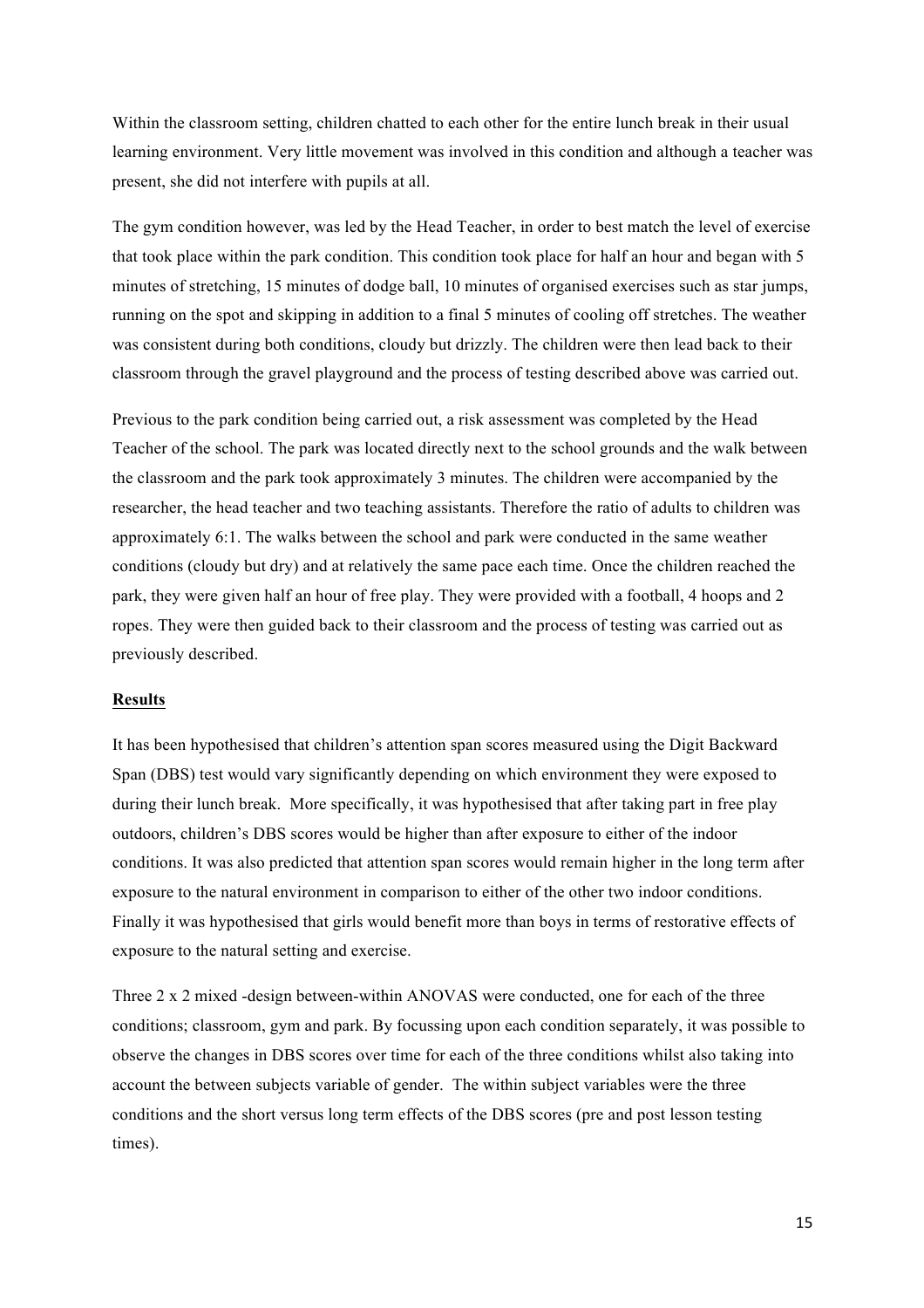Within the classroom setting, children chatted to each other for the entire lunch break in their usual learning environment. Very little movement was involved in this condition and although a teacher was present, she did not interfere with pupils at all.

The gym condition however, was led by the Head Teacher, in order to best match the level of exercise that took place within the park condition. This condition took place for half an hour and began with 5 minutes of stretching, 15 minutes of dodge ball, 10 minutes of organised exercises such as star jumps, running on the spot and skipping in addition to a final 5 minutes of cooling off stretches. The weather was consistent during both conditions, cloudy but drizzly. The children were then lead back to their classroom through the gravel playground and the process of testing described above was carried out.

Previous to the park condition being carried out, a risk assessment was completed by the Head Teacher of the school. The park was located directly next to the school grounds and the walk between the classroom and the park took approximately 3 minutes. The children were accompanied by the researcher, the head teacher and two teaching assistants. Therefore the ratio of adults to children was approximately 6:1. The walks between the school and park were conducted in the same weather conditions (cloudy but dry) and at relatively the same pace each time. Once the children reached the park, they were given half an hour of free play. They were provided with a football, 4 hoops and 2 ropes. They were then guided back to their classroom and the process of testing was carried out as previously described.

**Results**

It has been hypothesised that children's attention span scores measured using the Digit Backward Span (DBS) test would vary significantly depending on which environment they were exposed to during their lunch break. More specifically, it was hypothesised that after taking part in free play outdoors, children's DBS scores would be higher than after exposure to either of the indoor conditions. It was also predicted that attention span scores would remain higher in the long term after exposure to the natural environment in comparison to either of the other two indoor conditions. Finally it was hypothesised that girls would benefit more than boys in terms of restorative effects of exposure to the natural setting and exercise.

Three 2 x 2 mixed -design between-within ANOVAS were conducted, one for each of the three conditions; classroom, gym and park. By focussing upon each condition separately, it was possible to observe the changes in DBS scores over time for each of the three conditions whilst also taking into account the between subjects variable of gender. The within subject variables were the three conditions and the short versus long term effects of the DBS scores (pre and post lesson testing times).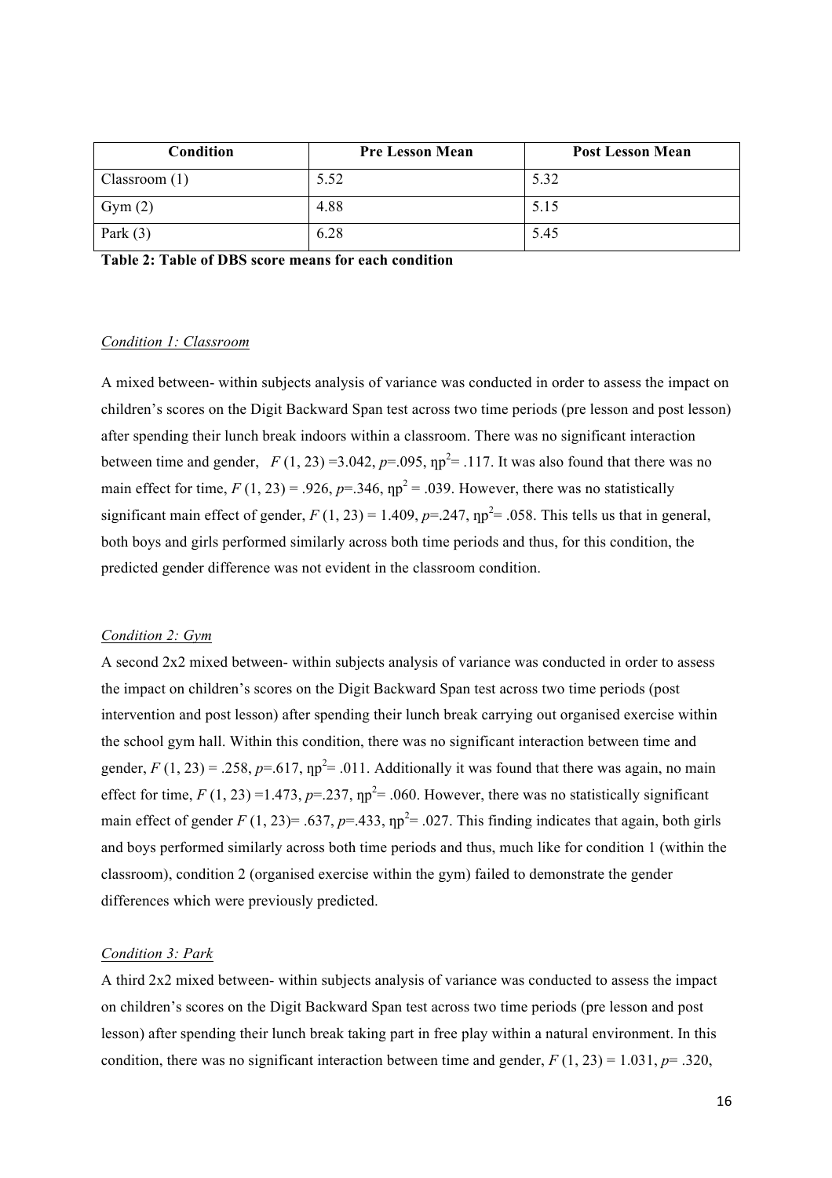| Condition | Pre Lesson Mean | Post Lesson Mean |
| --- | --- | --- |
| Classroom (1) | 5.52 | 5.32 |
| Gym (2) | 4.88 | 5.15 |
| Park (3) | 6.28 | 5.45 |

**Table 2: Table of DBS score means for each condition**

*Condition 1: Classroom*

A mixed between- within subjects analysis of variance was conducted in order to assess the impact on children's scores on the Digit Backward Span test across two time periods (pre lesson and post lesson) after spending their lunch break indoors within a classroom. There was no significant interaction between time and gender, $F$ (1, 23) =3.042, $p$=.095, $\eta p^2$= .117. It was also found that there was no main effect for time, $F$ (1, 23) = .926, $p$=.346, $\eta p^2$ = .039. However, there was no statistically significant main effect of gender, $F$ (1, 23) = 1.409, $p$=.247, $\eta p^2$= .058. This tells us that in general, both boys and girls performed similarly across both time periods and thus, for this condition, the predicted gender difference was not evident in the classroom condition.

*Condition 2: Gym*

A second 2x2 mixed between- within subjects analysis of variance was conducted in order to assess the impact on children's scores on the Digit Backward Span test across two time periods (post intervention and post lesson) after spending their lunch break carrying out organised exercise within the school gym hall. Within this condition, there was no significant interaction between time and gender, $F$ (1, 23) = .258, $p$=.617, $\eta p^2$= .011. Additionally it was found that there was again, no main effect for time, $F$ (1, 23) =1.473, $p$=.237, $\eta p^2$= .060. However, there was no statistically significant main effect of gender $F$ (1, 23)= .637, $p$=.433, $\eta p^2$= .027. This finding indicates that again, both girls and boys performed similarly across both time periods and thus, much like for condition 1 (within the classroom), condition 2 (organised exercise within the gym) failed to demonstrate the gender differences which were previously predicted.

*Condition 3: Park*

A third 2x2 mixed between- within subjects analysis of variance was conducted to assess the impact on children's scores on the Digit Backward Span test across two time periods (pre lesson and post lesson) after spending their lunch break taking part in free play within a natural environment. In this condition, there was no significant interaction between time and gender, $F$ (1, 23) = 1.031, $p$= .320,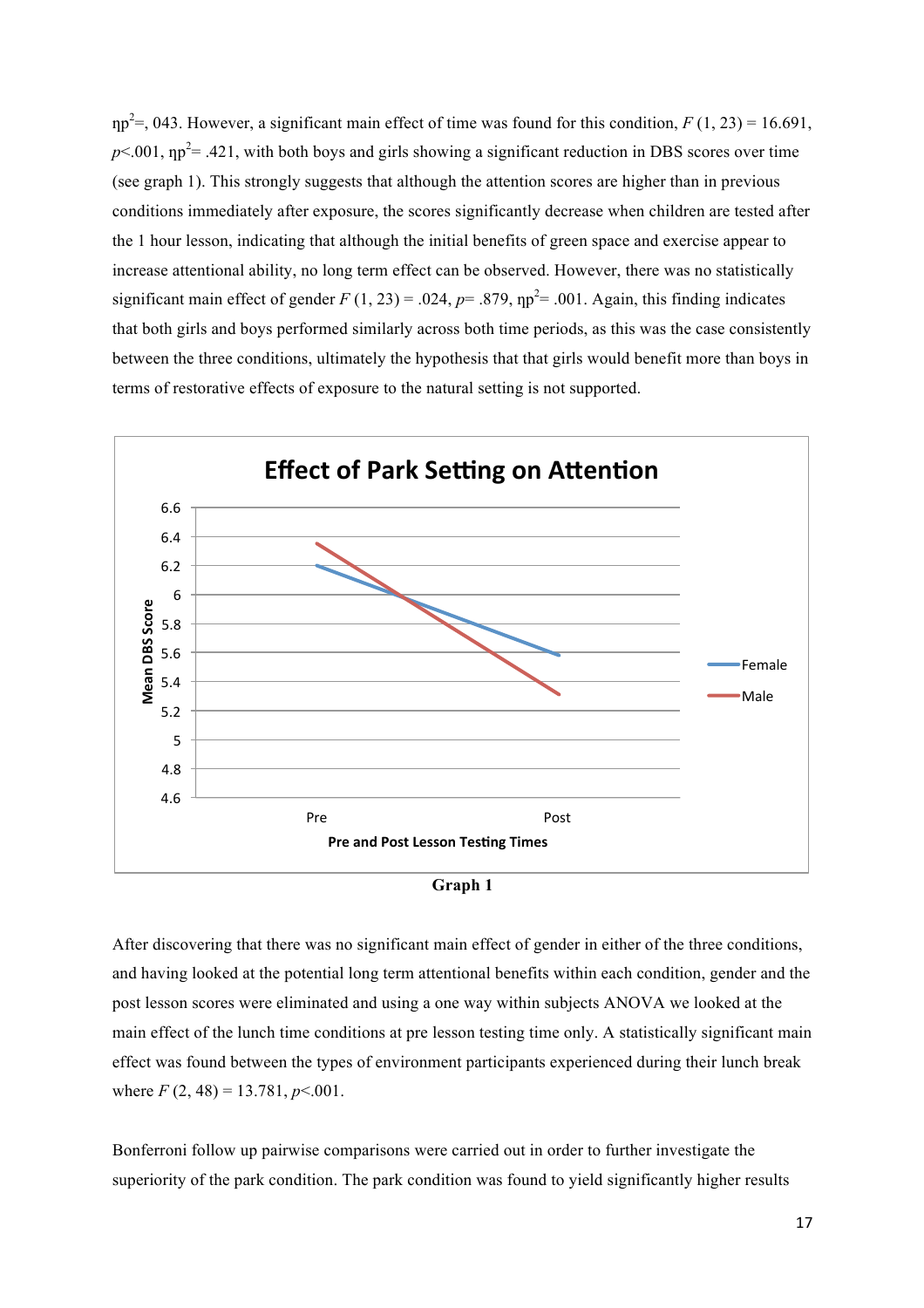$\eta p^2$=, 043. However, a significant main effect of time was found for this condition, $F$ (1, 23) = 16.691, $p$<.001, $\eta p^2$= .421, with both boys and girls showing a significant reduction in DBS scores over time (see graph 1). This strongly suggests that although the attention scores are higher than in previous conditions immediately after exposure, the scores significantly decrease when children are tested after the 1 hour lesson, indicating that although the initial benefits of green space and exercise appear to increase attentional ability, no long term effect can be observed. However, there was no statistically significant main effect of gender $F$ (1, 23) = .024, $p$= .879, $\eta p^2$= .001. Again, this finding indicates that both girls and boys performed similarly across both time periods, as this was the case consistently between the three conditions, ultimately the hypothesis that that girls would benefit more than boys in terms of restorative effects of exposure to the natural setting is not supported.

**Graph 1**

After discovering that there was no significant main effect of gender in either of the three conditions, and having looked at the potential long term attentional benefits within each condition, gender and the post lesson scores were eliminated and using a one way within subjects ANOVA we looked at the main effect of the lunch time conditions at pre lesson testing time only. A statistically significant main effect was found between the types of environment participants experienced during their lunch break where $F$ (2, 48) = 13.781, $p$<.001.

Bonferroni follow up pairwise comparisons were carried out in order to further investigate the superiority of the park condition. The park condition was found to yield significantly higher results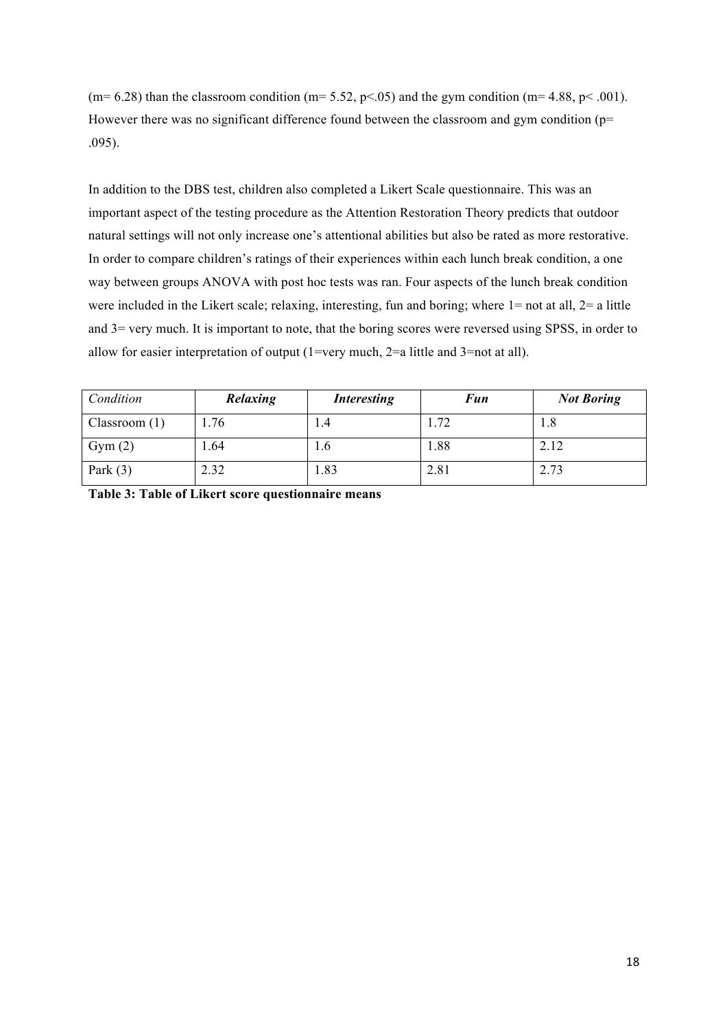($m= 6.28$) than the classroom condition ($m= 5.52$, $p<.05$) and the gym condition ($m= 4.88$, $p< .001$). However there was no significant difference found between the classroom and gym condition ($p= .095$).

In addition to the DBS test, children also completed a Likert Scale questionnaire. This was an important aspect of the testing procedure as the Attention Restoration Theory predicts that outdoor natural settings will not only increase one's attentional abilities but also be rated as more restorative. In order to compare children's ratings of their experiences within each lunch break condition, a one way between groups ANOVA with post hoc tests was ran. Four aspects of the lunch break condition were included in the Likert scale; relaxing, interesting, fun and boring; where 1= not at all, 2= a little and 3= very much. It is important to note, that the boring scores were reversed using SPSS, in order to allow for easier interpretation of output (1=very much, 2=a little and 3=not at all).

| *Condition* | ***Relaxing*** | ***Interesting*** | ***Fun*** | ***Not Boring*** |
|---|---|---|---|---|
| Classroom (1) | 1.76 | 1.4 | 1.72 | 1.8 |
| Gym (2) | 1.64 | 1.6 | 1.88 | 2.12 |
| Park (3) | 2.32 | 1.83 | 2.81 | 2.73 |

**Table 3: Table of Likert score questionnaire means**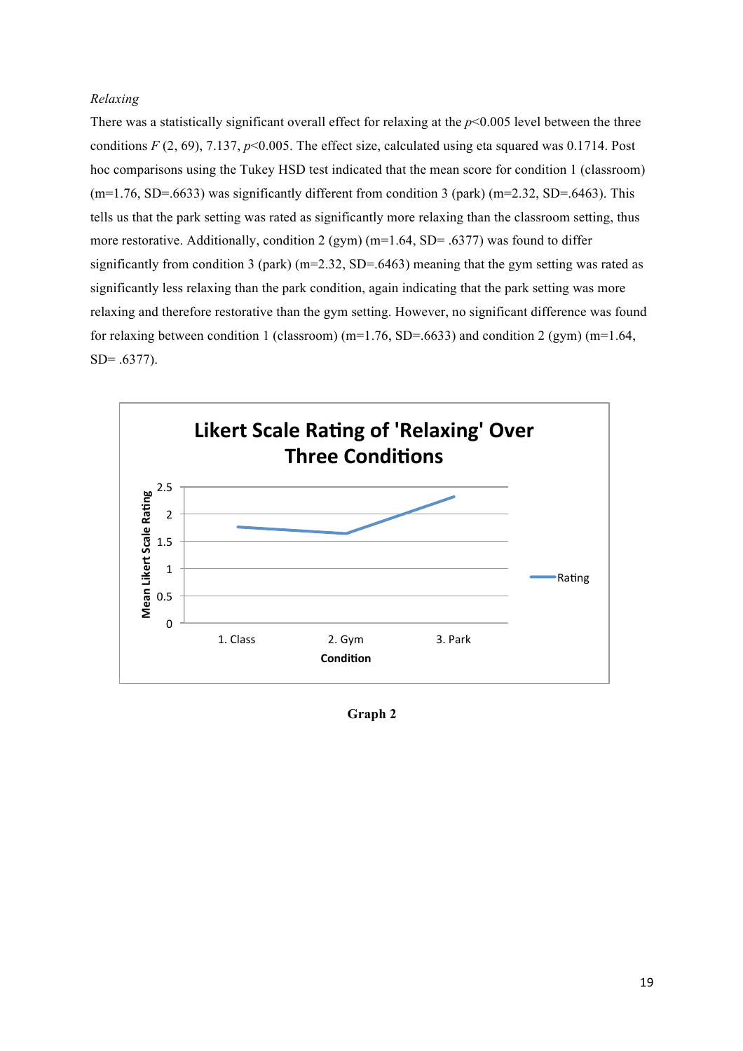*Relaxing*

There was a statistically significant overall effect for relaxing at the $p<0.005$ level between the three conditions $F$ (2, 69), 7.137, $p<0.005$. The effect size, calculated using eta squared was 0.1714. Post hoc comparisons using the Tukey HSD test indicated that the mean score for condition 1 (classroom) (m=1.76, SD=.6633) was significantly different from condition 3 (park) (m=2.32, SD=.6463). This tells us that the park setting was rated as significantly more relaxing than the classroom setting, thus more restorative. Additionally, condition 2 (gym) (m=1.64, SD= .6377) was found to differ significantly from condition 3 (park) (m=2.32, SD=.6463) meaning that the gym setting was rated as significantly less relaxing than the park condition, again indicating that the park setting was more relaxing and therefore restorative than the gym setting. However, no significant difference was found for relaxing between condition 1 (classroom) (m=1.76, SD=.6633) and condition 2 (gym) (m=1.64, SD= .6377).

**Graph 2**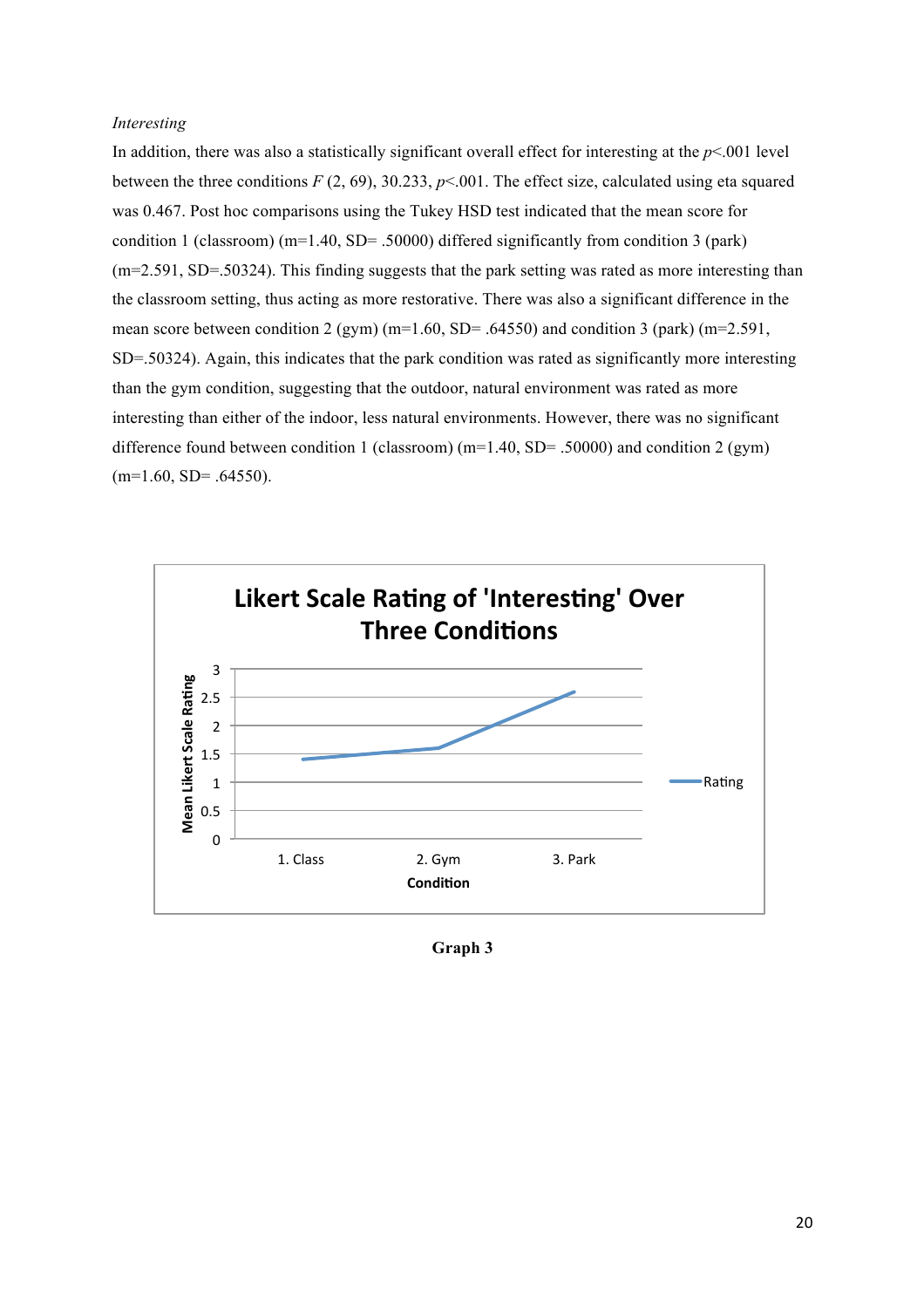*Interesting*

In addition, there was also a statistically significant overall effect for interesting at the $p<.001$ level between the three conditions $F\ (2, 69)$, 30.233, $p<.001$. The effect size, calculated using eta squared was 0.467. Post hoc comparisons using the Tukey HSD test indicated that the mean score for condition 1 (classroom) (m=1.40, SD= .50000) differed significantly from condition 3 (park) (m=2.591, SD=.50324). This finding suggests that the park setting was rated as more interesting than the classroom setting, thus acting as more restorative. There was also a significant difference in the mean score between condition 2 (gym) (m=1.60, SD= .64550) and condition 3 (park) (m=2.591, SD=.50324). Again, this indicates that the park condition was rated as significantly more interesting than the gym condition, suggesting that the outdoor, natural environment was rated as more interesting than either of the indoor, less natural environments. However, there was no significant difference found between condition 1 (classroom) (m=1.40, SD= .50000) and condition 2 (gym) (m=1.60, SD= .64550).

**Graph 3**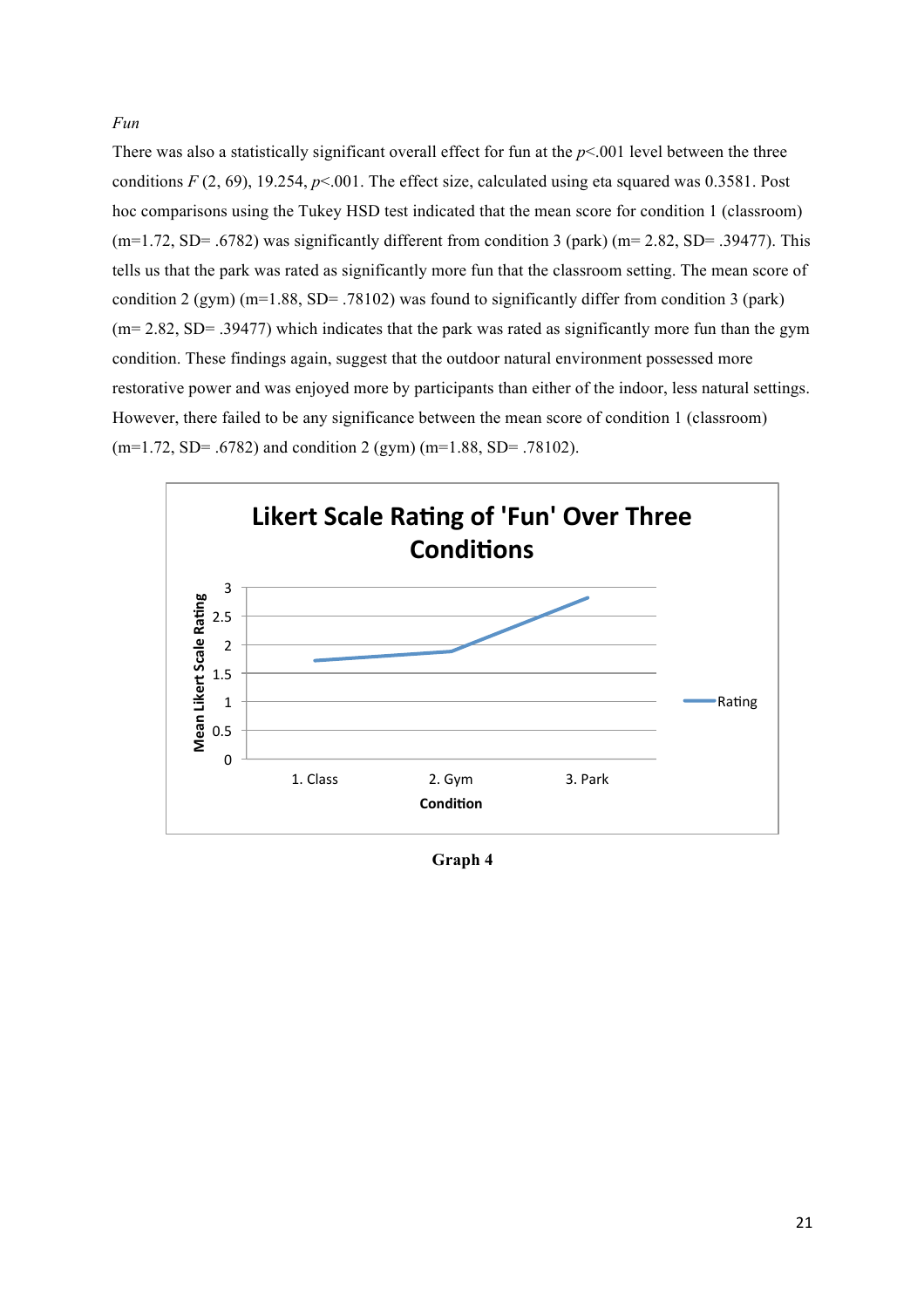*Fun*

There was also a statistically significant overall effect for fun at the $p<.001$ level between the three conditions $F$ (2, 69), 19.254, $p<.001$. The effect size, calculated using eta squared was 0.3581. Post hoc comparisons using the Tukey HSD test indicated that the mean score for condition 1 (classroom) (m=1.72, SD= .6782) was significantly different from condition 3 (park) (m= 2.82, SD= .39477). This tells us that the park was rated as significantly more fun that the classroom setting. The mean score of condition 2 (gym) (m=1.88, SD= .78102) was found to significantly differ from condition 3 (park) (m= 2.82, SD= .39477) which indicates that the park was rated as significantly more fun than the gym condition. These findings again, suggest that the outdoor natural environment possessed more restorative power and was enjoyed more by participants than either of the indoor, less natural settings. However, there failed to be any significance between the mean score of condition 1 (classroom) (m=1.72, SD= .6782) and condition 2 (gym) (m=1.88, SD= .78102).

**Likert Scale Rating of 'Fun' Over Three Conditions**

| Condition | Rating |
|---|---|
| 1. Class | 1.72 |
| 2. Gym | 1.88 |
| 3. Park | 2.82 |

**Graph 4**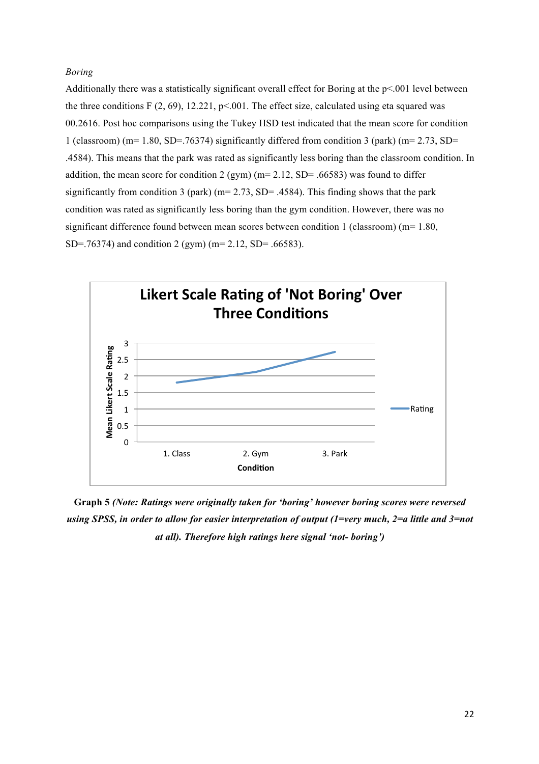*Boring*

Additionally there was a statistically significant overall effect for Boring at the $p<.001$ level between the three conditions $F(2, 69)$, 12.221, $p<.001$. The effect size, calculated using eta squared was 00.2616. Post hoc comparisons using the Tukey HSD test indicated that the mean score for condition 1 (classroom) (m= 1.80, SD=.76374) significantly differed from condition 3 (park) (m= 2.73, SD= .4584). This means that the park was rated as significantly less boring than the classroom condition. In addition, the mean score for condition 2 (gym) (m= 2.12, SD= .66583) was found to differ significantly from condition 3 (park) (m= 2.73, SD= .4584). This finding shows that the park condition was rated as significantly less boring than the gym condition. However, there was no significant difference found between mean scores between condition 1 (classroom) (m= 1.80, SD=.76374) and condition 2 (gym) (m= 2.12, SD= .66583).

**Likert Scale Rating of 'Not Boring' Over Three Conditions**

| Condition | Rating |
|---|---|
| 1. Class | 1.80 |
| 2. Gym | 2.12 |
| 3. Park | 2.73 |

**Graph 5** ***(Note: Ratings were originally taken for 'boring' however boring scores were reversed using SPSS, in order to allow for easier interpretation of output (1=very much, 2=a little and 3=not at all). Therefore high ratings here signal 'not- boring')***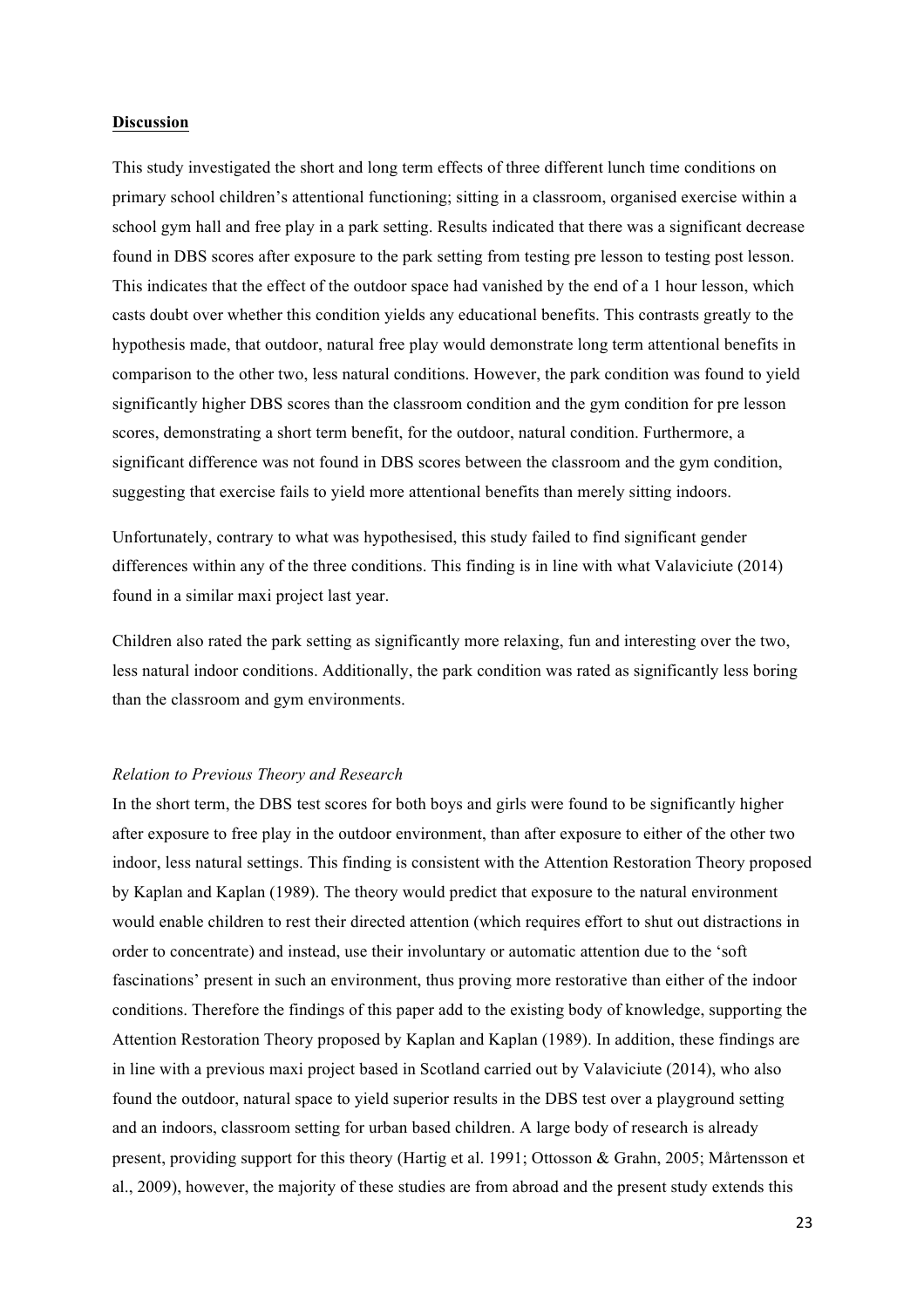**Discussion**

This study investigated the short and long term effects of three different lunch time conditions on primary school children's attentional functioning; sitting in a classroom, organised exercise within a school gym hall and free play in a park setting. Results indicated that there was a significant decrease found in DBS scores after exposure to the park setting from testing pre lesson to testing post lesson. This indicates that the effect of the outdoor space had vanished by the end of a 1 hour lesson, which casts doubt over whether this condition yields any educational benefits. This contrasts greatly to the hypothesis made, that outdoor, natural free play would demonstrate long term attentional benefits in comparison to the other two, less natural conditions. However, the park condition was found to yield significantly higher DBS scores than the classroom condition and the gym condition for pre lesson scores, demonstrating a short term benefit, for the outdoor, natural condition. Furthermore, a significant difference was not found in DBS scores between the classroom and the gym condition, suggesting that exercise fails to yield more attentional benefits than merely sitting indoors.

Unfortunately, contrary to what was hypothesised, this study failed to find significant gender differences within any of the three conditions. This finding is in line with what Valaviciute (2014) found in a similar maxi project last year.

Children also rated the park setting as significantly more relaxing, fun and interesting over the two, less natural indoor conditions. Additionally, the park condition was rated as significantly less boring than the classroom and gym environments.

*Relation to Previous Theory and Research*

In the short term, the DBS test scores for both boys and girls were found to be significantly higher after exposure to free play in the outdoor environment, than after exposure to either of the other two indoor, less natural settings. This finding is consistent with the Attention Restoration Theory proposed by Kaplan and Kaplan (1989). The theory would predict that exposure to the natural environment would enable children to rest their directed attention (which requires effort to shut out distractions in order to concentrate) and instead, use their involuntary or automatic attention due to the 'soft fascinations' present in such an environment, thus proving more restorative than either of the indoor conditions. Therefore the findings of this paper add to the existing body of knowledge, supporting the Attention Restoration Theory proposed by Kaplan and Kaplan (1989). In addition, these findings are in line with a previous maxi project based in Scotland carried out by Valaviciute (2014), who also found the outdoor, natural space to yield superior results in the DBS test over a playground setting and an indoors, classroom setting for urban based children. A large body of research is already present, providing support for this theory (Hartig et al. 1991; Ottosson & Grahn, 2005; Mårtensson et al., 2009), however, the majority of these studies are from abroad and the present study extends this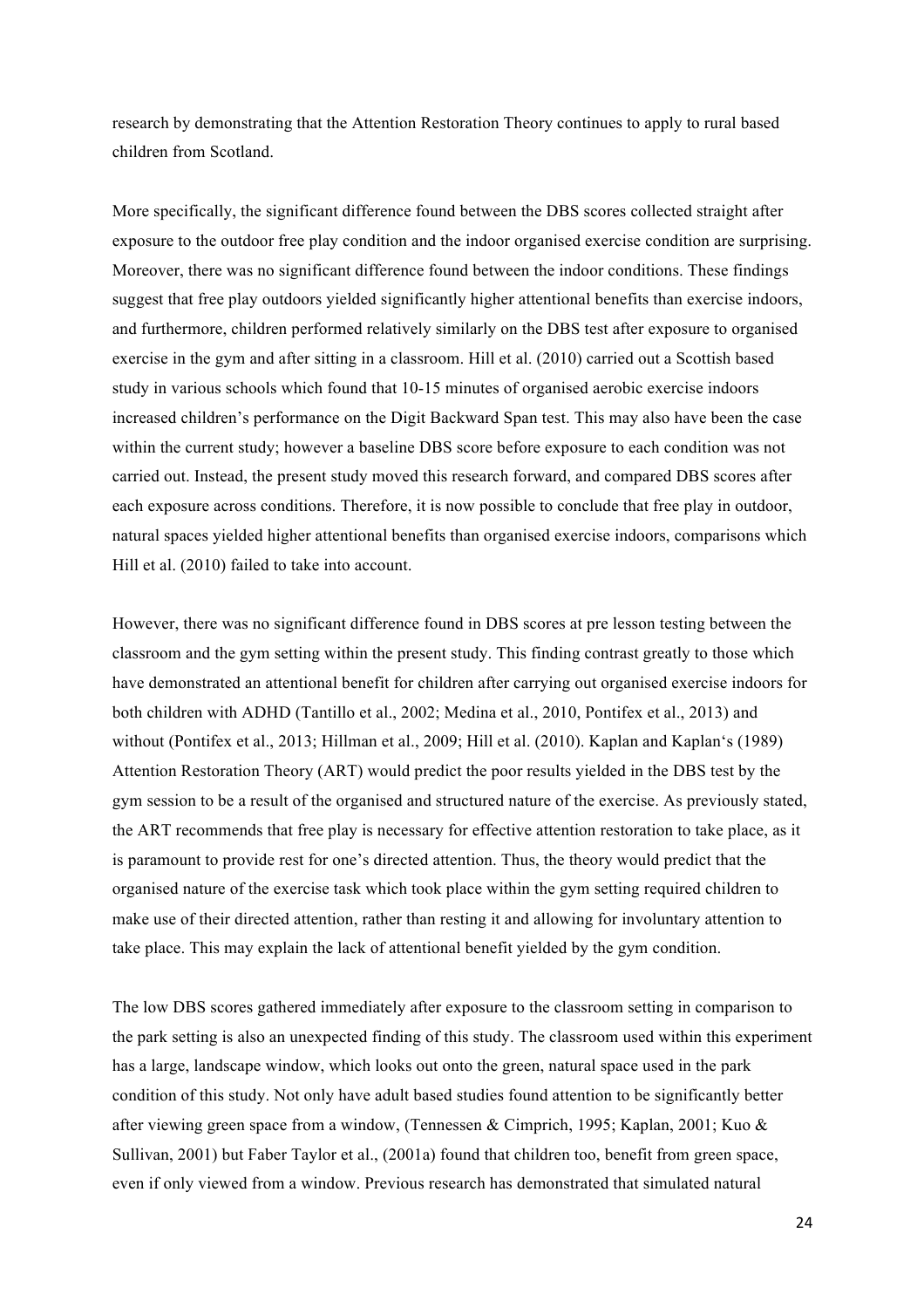research by demonstrating that the Attention Restoration Theory continues to apply to rural based children from Scotland.

More specifically, the significant difference found between the DBS scores collected straight after exposure to the outdoor free play condition and the indoor organised exercise condition are surprising. Moreover, there was no significant difference found between the indoor conditions. These findings suggest that free play outdoors yielded significantly higher attentional benefits than exercise indoors, and furthermore, children performed relatively similarly on the DBS test after exposure to organised exercise in the gym and after sitting in a classroom. Hill et al. (2010) carried out a Scottish based study in various schools which found that 10-15 minutes of organised aerobic exercise indoors increased children's performance on the Digit Backward Span test. This may also have been the case within the current study; however a baseline DBS score before exposure to each condition was not carried out. Instead, the present study moved this research forward, and compared DBS scores after each exposure across conditions. Therefore, it is now possible to conclude that free play in outdoor, natural spaces yielded higher attentional benefits than organised exercise indoors, comparisons which Hill et al. (2010) failed to take into account.

However, there was no significant difference found in DBS scores at pre lesson testing between the classroom and the gym setting within the present study. This finding contrast greatly to those which have demonstrated an attentional benefit for children after carrying out organised exercise indoors for both children with ADHD (Tantillo et al., 2002; Medina et al., 2010, Pontifex et al., 2013) and without (Pontifex et al., 2013; Hillman et al., 2009; Hill et al. (2010). Kaplan and Kaplan's (1989) Attention Restoration Theory (ART) would predict the poor results yielded in the DBS test by the gym session to be a result of the organised and structured nature of the exercise. As previously stated, the ART recommends that free play is necessary for effective attention restoration to take place, as it is paramount to provide rest for one's directed attention. Thus, the theory would predict that the organised nature of the exercise task which took place within the gym setting required children to make use of their directed attention, rather than resting it and allowing for involuntary attention to take place. This may explain the lack of attentional benefit yielded by the gym condition.

The low DBS scores gathered immediately after exposure to the classroom setting in comparison to the park setting is also an unexpected finding of this study. The classroom used within this experiment has a large, landscape window, which looks out onto the green, natural space used in the park condition of this study. Not only have adult based studies found attention to be significantly better after viewing green space from a window, (Tennessen & Cimprich, 1995; Kaplan, 2001; Kuo & Sullivan, 2001) but Faber Taylor et al., (2001a) found that children too, benefit from green space, even if only viewed from a window. Previous research has demonstrated that simulated natural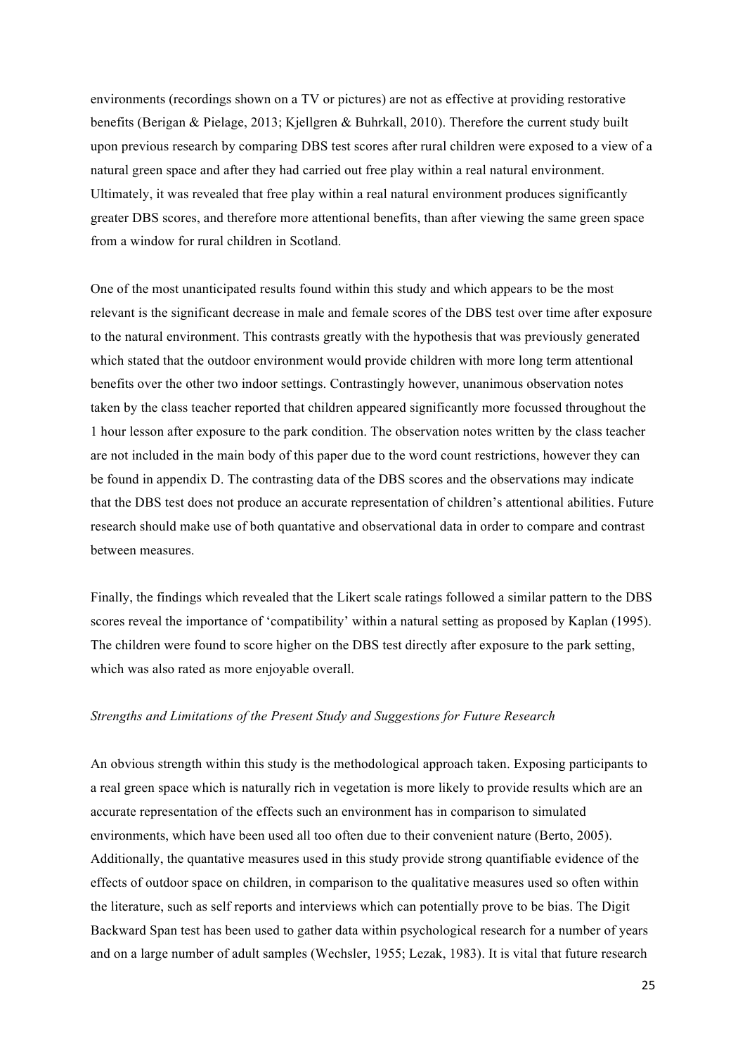environments (recordings shown on a TV or pictures) are not as effective at providing restorative benefits (Berigan & Pielage, 2013; Kjellgren & Buhrkall, 2010). Therefore the current study built upon previous research by comparing DBS test scores after rural children were exposed to a view of a natural green space and after they had carried out free play within a real natural environment. Ultimately, it was revealed that free play within a real natural environment produces significantly greater DBS scores, and therefore more attentional benefits, than after viewing the same green space from a window for rural children in Scotland.

One of the most unanticipated results found within this study and which appears to be the most relevant is the significant decrease in male and female scores of the DBS test over time after exposure to the natural environment. This contrasts greatly with the hypothesis that was previously generated which stated that the outdoor environment would provide children with more long term attentional benefits over the other two indoor settings. Contrastingly however, unanimous observation notes taken by the class teacher reported that children appeared significantly more focussed throughout the 1 hour lesson after exposure to the park condition. The observation notes written by the class teacher are not included in the main body of this paper due to the word count restrictions, however they can be found in appendix D. The contrasting data of the DBS scores and the observations may indicate that the DBS test does not produce an accurate representation of children's attentional abilities. Future research should make use of both quantative and observational data in order to compare and contrast between measures.

Finally, the findings which revealed that the Likert scale ratings followed a similar pattern to the DBS scores reveal the importance of 'compatibility' within a natural setting as proposed by Kaplan (1995). The children were found to score higher on the DBS test directly after exposure to the park setting, which was also rated as more enjoyable overall.

*Strengths and Limitations of the Present Study and Suggestions for Future Research*

An obvious strength within this study is the methodological approach taken. Exposing participants to a real green space which is naturally rich in vegetation is more likely to provide results which are an accurate representation of the effects such an environment has in comparison to simulated environments, which have been used all too often due to their convenient nature (Berto, 2005). Additionally, the quantative measures used in this study provide strong quantifiable evidence of the effects of outdoor space on children, in comparison to the qualitative measures used so often within the literature, such as self reports and interviews which can potentially prove to be bias. The Digit Backward Span test has been used to gather data within psychological research for a number of years and on a large number of adult samples (Wechsler, 1955; Lezak, 1983). It is vital that future research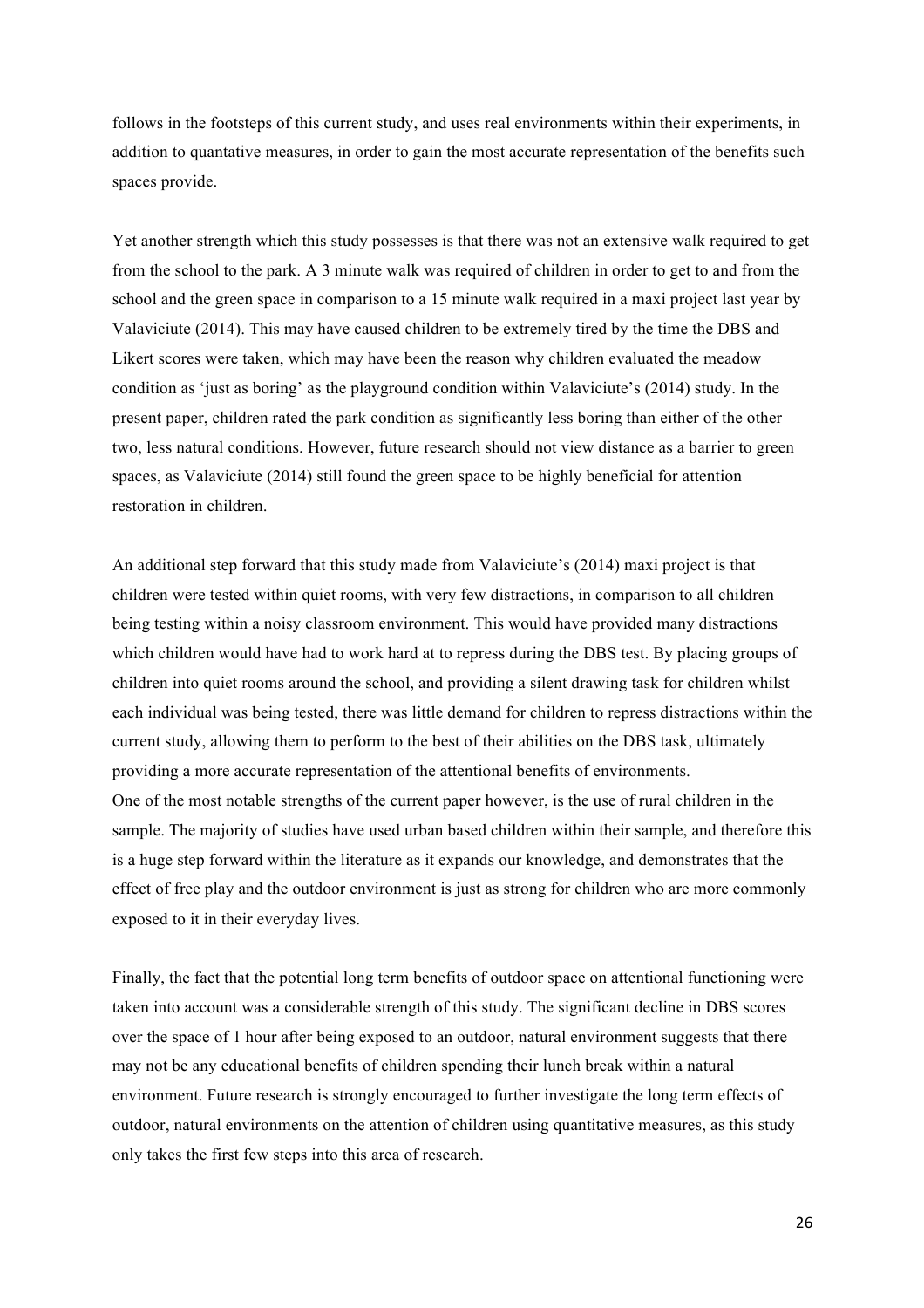follows in the footsteps of this current study, and uses real environments within their experiments, in addition to quantative measures, in order to gain the most accurate representation of the benefits such spaces provide.

Yet another strength which this study possesses is that there was not an extensive walk required to get from the school to the park. A 3 minute walk was required of children in order to get to and from the school and the green space in comparison to a 15 minute walk required in a maxi project last year by Valaviciute (2014). This may have caused children to be extremely tired by the time the DBS and Likert scores were taken, which may have been the reason why children evaluated the meadow condition as 'just as boring' as the playground condition within Valaviciute's (2014) study. In the present paper, children rated the park condition as significantly less boring than either of the other two, less natural conditions. However, future research should not view distance as a barrier to green spaces, as Valaviciute (2014) still found the green space to be highly beneficial for attention restoration in children.

An additional step forward that this study made from Valaviciute's (2014) maxi project is that children were tested within quiet rooms, with very few distractions, in comparison to all children being testing within a noisy classroom environment. This would have provided many distractions which children would have had to work hard at to repress during the DBS test. By placing groups of children into quiet rooms around the school, and providing a silent drawing task for children whilst each individual was being tested, there was little demand for children to repress distractions within the current study, allowing them to perform to the best of their abilities on the DBS task, ultimately providing a more accurate representation of the attentional benefits of environments.

One of the most notable strengths of the current paper however, is the use of rural children in the sample. The majority of studies have used urban based children within their sample, and therefore this is a huge step forward within the literature as it expands our knowledge, and demonstrates that the effect of free play and the outdoor environment is just as strong for children who are more commonly exposed to it in their everyday lives.

Finally, the fact that the potential long term benefits of outdoor space on attentional functioning were taken into account was a considerable strength of this study. The significant decline in DBS scores over the space of 1 hour after being exposed to an outdoor, natural environment suggests that there may not be any educational benefits of children spending their lunch break within a natural environment. Future research is strongly encouraged to further investigate the long term effects of outdoor, natural environments on the attention of children using quantitative measures, as this study only takes the first few steps into this area of research.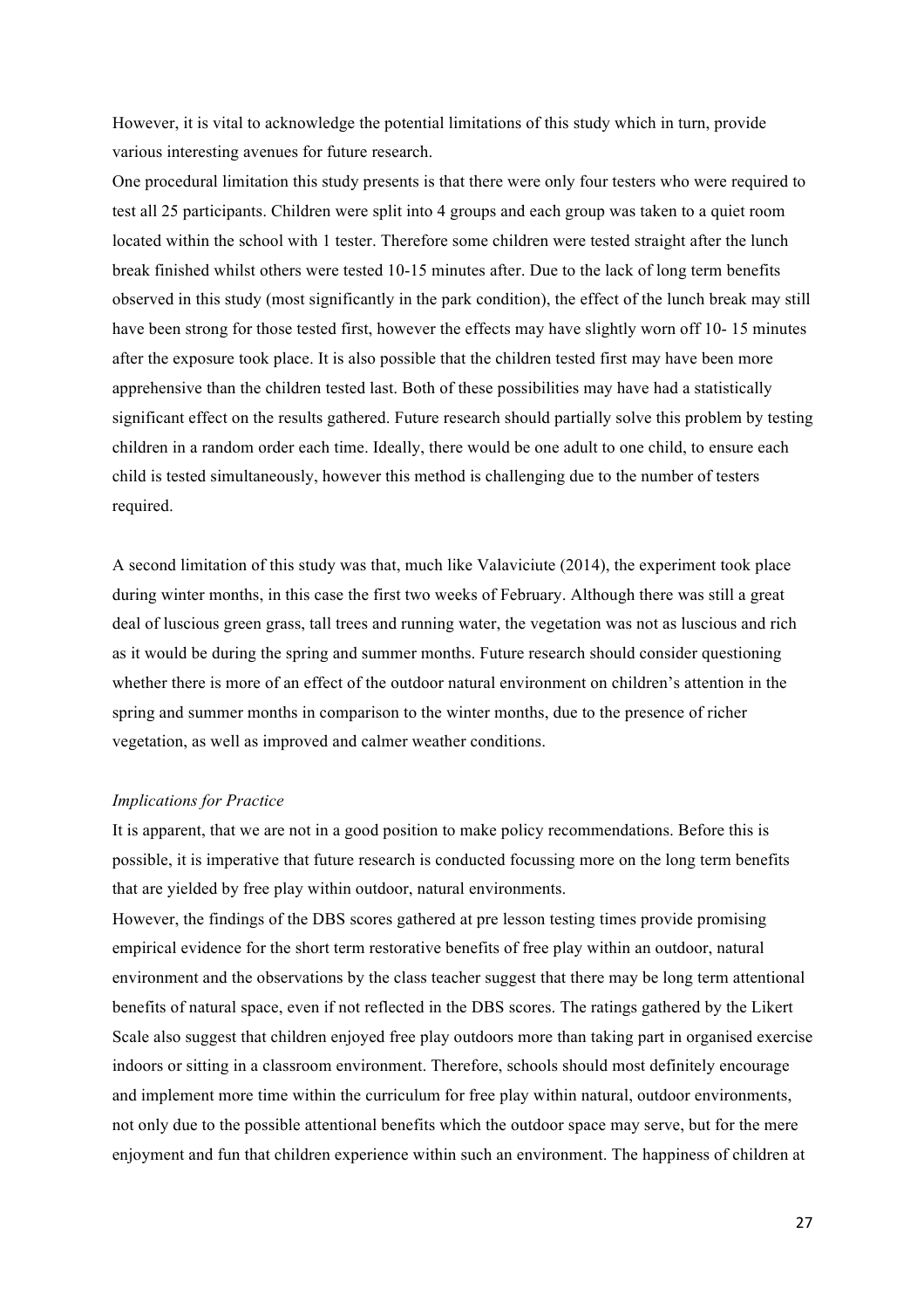However, it is vital to acknowledge the potential limitations of this study which in turn, provide various interesting avenues for future research.

One procedural limitation this study presents is that there were only four testers who were required to test all 25 participants. Children were split into 4 groups and each group was taken to a quiet room located within the school with 1 tester. Therefore some children were tested straight after the lunch break finished whilst others were tested 10-15 minutes after. Due to the lack of long term benefits observed in this study (most significantly in the park condition), the effect of the lunch break may still have been strong for those tested first, however the effects may have slightly worn off 10- 15 minutes after the exposure took place. It is also possible that the children tested first may have been more apprehensive than the children tested last. Both of these possibilities may have had a statistically significant effect on the results gathered. Future research should partially solve this problem by testing children in a random order each time. Ideally, there would be one adult to one child, to ensure each child is tested simultaneously, however this method is challenging due to the number of testers required.

A second limitation of this study was that, much like Valaviciute (2014), the experiment took place during winter months, in this case the first two weeks of February. Although there was still a great deal of luscious green grass, tall trees and running water, the vegetation was not as luscious and rich as it would be during the spring and summer months. Future research should consider questioning whether there is more of an effect of the outdoor natural environment on children's attention in the spring and summer months in comparison to the winter months, due to the presence of richer vegetation, as well as improved and calmer weather conditions.

*Implications for Practice*

It is apparent, that we are not in a good position to make policy recommendations. Before this is possible, it is imperative that future research is conducted focussing more on the long term benefits that are yielded by free play within outdoor, natural environments.

However, the findings of the DBS scores gathered at pre lesson testing times provide promising empirical evidence for the short term restorative benefits of free play within an outdoor, natural environment and the observations by the class teacher suggest that there may be long term attentional benefits of natural space, even if not reflected in the DBS scores. The ratings gathered by the Likert Scale also suggest that children enjoyed free play outdoors more than taking part in organised exercise indoors or sitting in a classroom environment. Therefore, schools should most definitely encourage and implement more time within the curriculum for free play within natural, outdoor environments, not only due to the possible attentional benefits which the outdoor space may serve, but for the mere enjoyment and fun that children experience within such an environment. The happiness of children at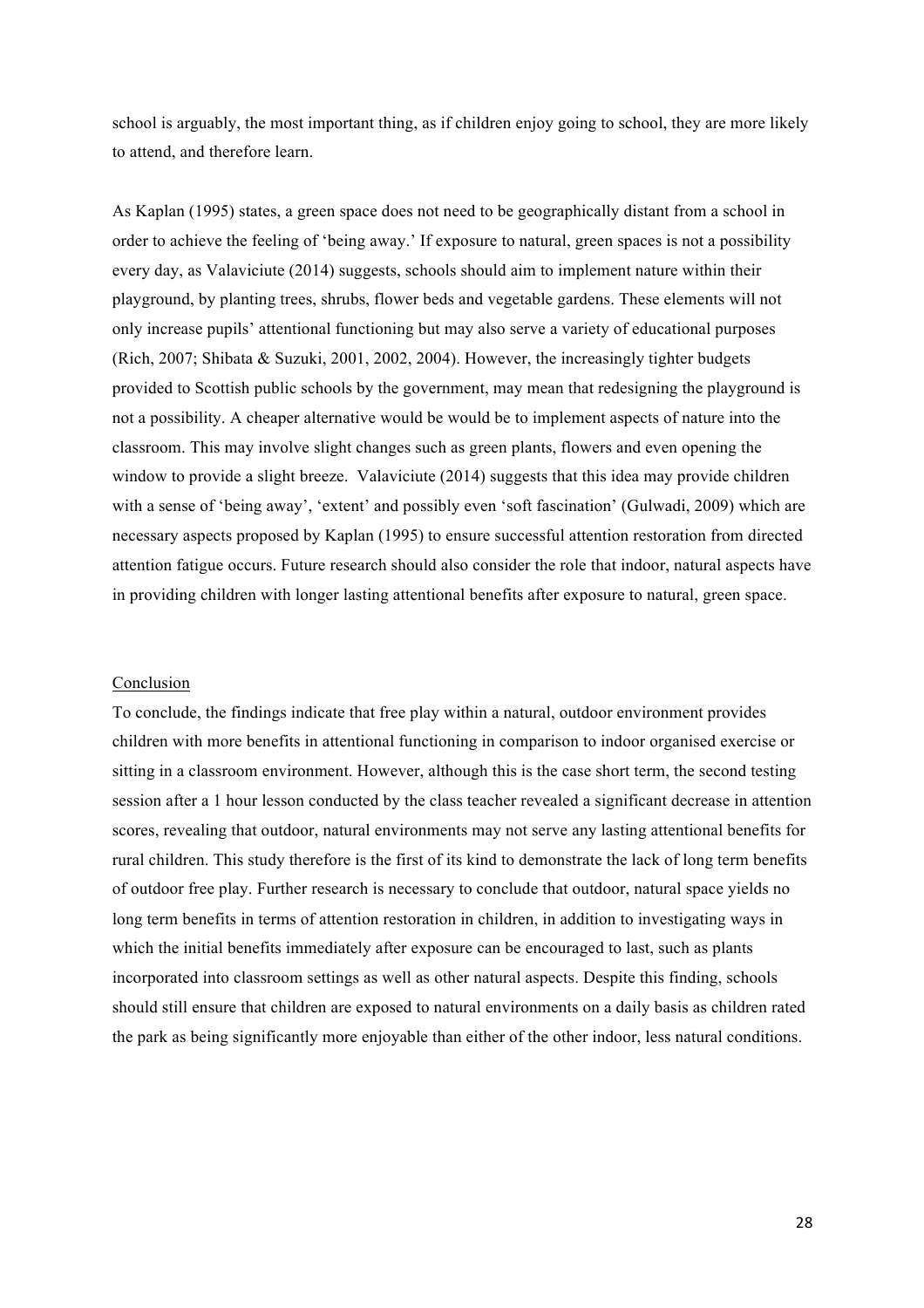school is arguably, the most important thing, as if children enjoy going to school, they are more likely to attend, and therefore learn.

As Kaplan (1995) states, a green space does not need to be geographically distant from a school in order to achieve the feeling of 'being away.' If exposure to natural, green spaces is not a possibility every day, as Valaviciute (2014) suggests, schools should aim to implement nature within their playground, by planting trees, shrubs, flower beds and vegetable gardens. These elements will not only increase pupils' attentional functioning but may also serve a variety of educational purposes (Rich, 2007; Shibata & Suzuki, 2001, 2002, 2004). However, the increasingly tighter budgets provided to Scottish public schools by the government, may mean that redesigning the playground is not a possibility. A cheaper alternative would be would be to implement aspects of nature into the classroom. This may involve slight changes such as green plants, flowers and even opening the window to provide a slight breeze. Valaviciute (2014) suggests that this idea may provide children with a sense of 'being away', 'extent' and possibly even 'soft fascination' (Gulwadi, 2009) which are necessary aspects proposed by Kaplan (1995) to ensure successful attention restoration from directed attention fatigue occurs. Future research should also consider the role that indoor, natural aspects have in providing children with longer lasting attentional benefits after exposure to natural, green space.

## Conclusion

To conclude, the findings indicate that free play within a natural, outdoor environment provides children with more benefits in attentional functioning in comparison to indoor organised exercise or sitting in a classroom environment. However, although this is the case short term, the second testing session after a 1 hour lesson conducted by the class teacher revealed a significant decrease in attention scores, revealing that outdoor, natural environments may not serve any lasting attentional benefits for rural children. This study therefore is the first of its kind to demonstrate the lack of long term benefits of outdoor free play. Further research is necessary to conclude that outdoor, natural space yields no long term benefits in terms of attention restoration in children, in addition to investigating ways in which the initial benefits immediately after exposure can be encouraged to last, such as plants incorporated into classroom settings as well as other natural aspects. Despite this finding, schools should still ensure that children are exposed to natural environments on a daily basis as children rated the park as being significantly more enjoyable than either of the other indoor, less natural conditions.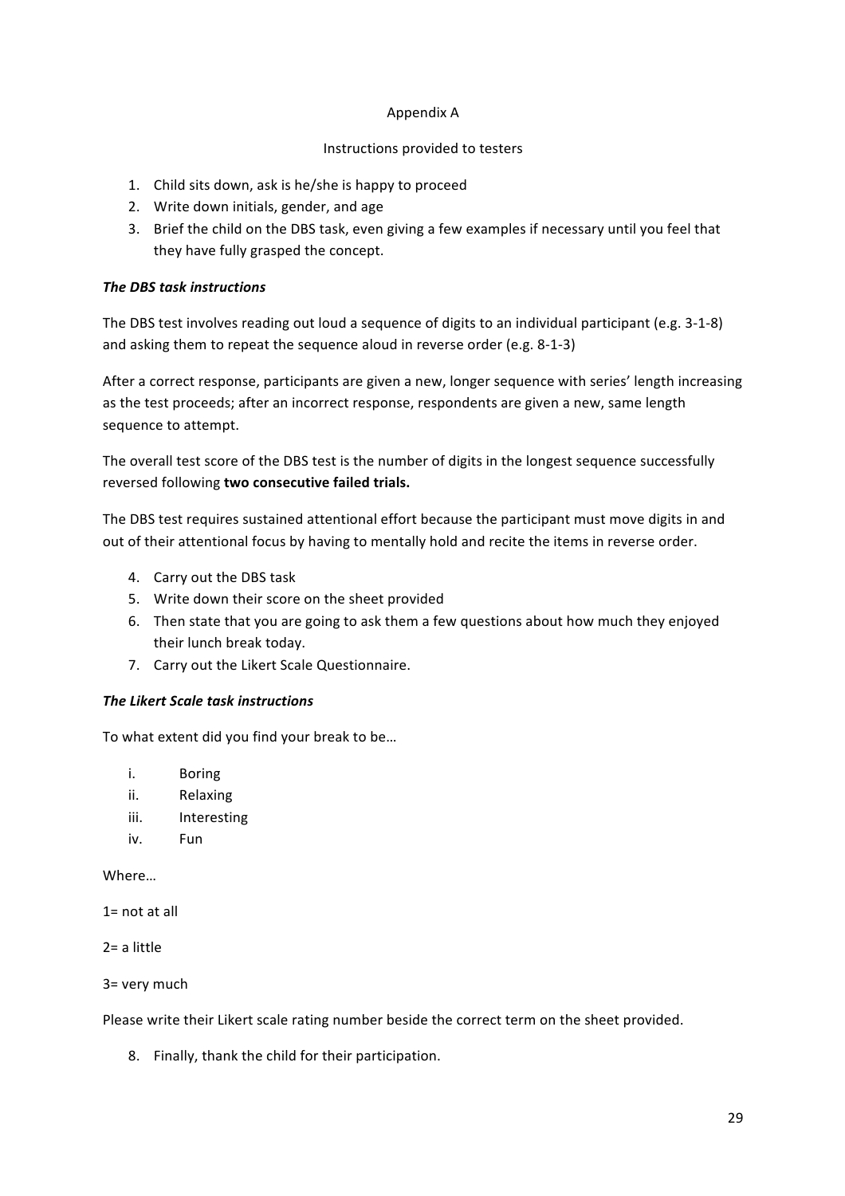# Appendix A

## Instructions provided to testers

1. Child sits down, ask is he/she is happy to proceed
2. Write down initials, gender, and age
3. Brief the child on the DBS task, even giving a few examples if necessary until you feel that they have fully grasped the concept.

***The DBS task instructions***

The DBS test involves reading out loud a sequence of digits to an individual participant (e.g. 3-1-8) and asking them to repeat the sequence aloud in reverse order (e.g. 8-1-3)

After a correct response, participants are given a new, longer sequence with series' length increasing as the test proceeds; after an incorrect response, respondents are given a new, same length sequence to attempt.

The overall test score of the DBS test is the number of digits in the longest sequence successfully reversed following **two consecutive failed trials.**

The DBS test requires sustained attentional effort because the participant must move digits in and out of their attentional focus by having to mentally hold and recite the items in reverse order.

4. Carry out the DBS task
5. Write down their score on the sheet provided
6. Then state that you are going to ask them a few questions about how much they enjoyed their lunch break today.
7. Carry out the Likert Scale Questionnaire.

***The Likert Scale task instructions***

To what extent did you find your break to be…

i. Boring
ii. Relaxing
iii. Interesting
iv. Fun

Where…

1= not at all

2= a little

3= very much

Please write their Likert scale rating number beside the correct term on the sheet provided.

8. Finally, thank the child for their participation.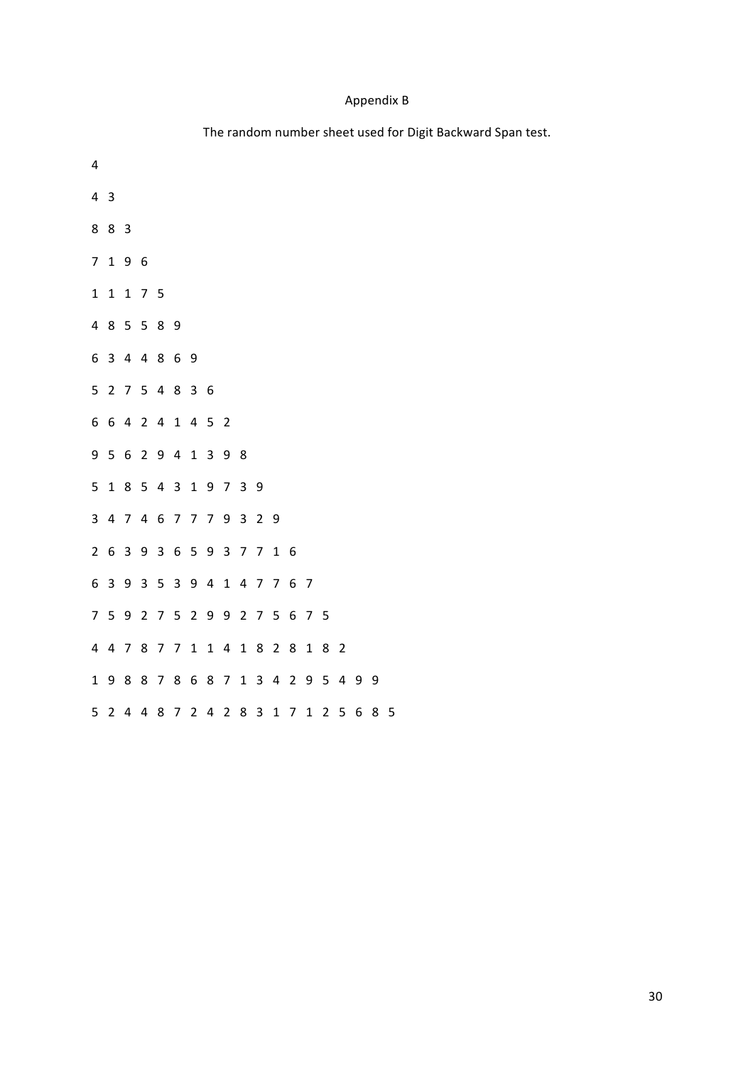Appendix B

The random number sheet used for Digit Backward Span test.

4

4 3

8 8 3

7 1 9 6

1 1 1 7 5

4 8 5 5 8 9

6 3 4 4 8 6 9

5 2 7 5 4 8 3 6

6 6 4 2 4 1 4 5 2

9 5 6 2 9 4 1 3 9 8

5 1 8 5 4 3 1 9 7 3 9

3 4 7 4 6 7 7 7 9 3 2 9

2 6 3 9 3 6 5 9 3 7 7 1 6

6 3 9 3 5 3 9 4 1 4 7 7 6 7

7 5 9 2 7 5 2 9 9 2 7 5 6 7 5

4 4 7 8 7 7 1 1 4 1 8 2 8 1 8 2

1 9 8 8 7 8 6 8 7 1 3 4 2 9 5 4 9 9

5 2 4 4 8 7 2 4 2 8 3 1 7 1 2 5 6 8 5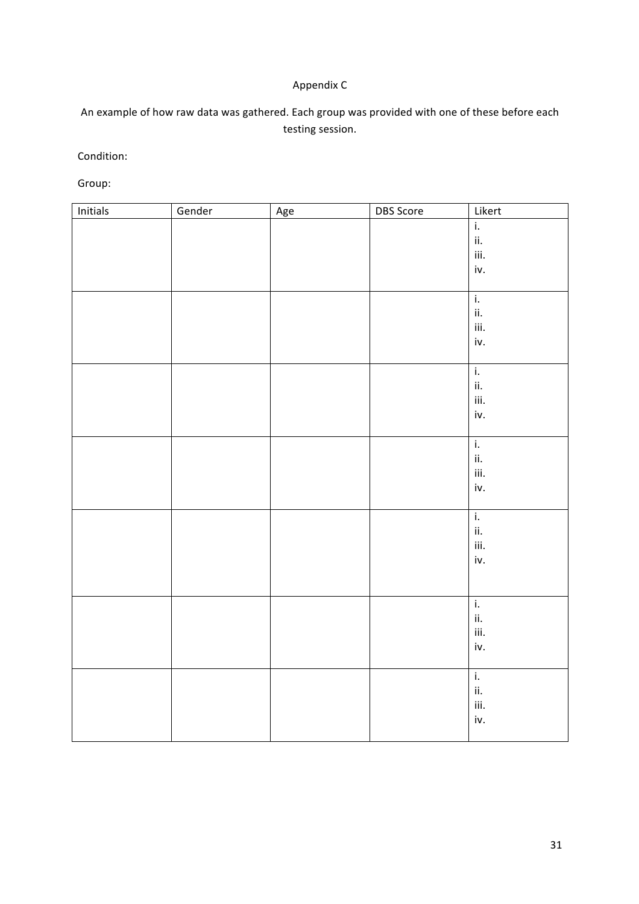Appendix C

An example of how raw data was gathered. Each group was provided with one of these before each testing session.

Condition:

Group:

| Initials | Gender | Age | DBS Score | Likert |
|---|---|---|---|---|
| | | | | i.<br>ii.<br>iii.<br>iv. |
| | | | | i.<br>ii.<br>iii.<br>iv. |
| | | | | i.<br>ii.<br>iii.<br>iv. |
| | | | | i.<br>ii.<br>iii.<br>iv. |
| | | | | i.<br>ii.<br>iii.<br>iv. |
| | | | | i.<br>ii.<br>iii.<br>iv. |
| | | | | i.<br>ii.<br>iii.<br>iv. |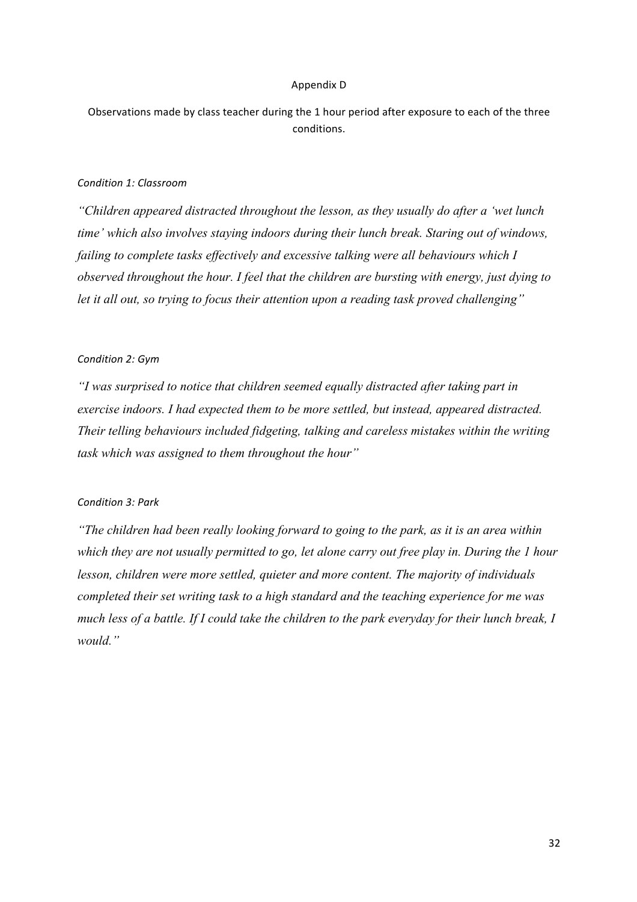# Appendix D

Observations made by class teacher during the 1 hour period after exposure to each of the three conditions.

*Condition 1: Classroom*

*"Children appeared distracted throughout the lesson, as they usually do after a 'wet lunch time' which also involves staying indoors during their lunch break. Staring out of windows, failing to complete tasks effectively and excessive talking were all behaviours which I observed throughout the hour. I feel that the children are bursting with energy, just dying to let it all out, so trying to focus their attention upon a reading task proved challenging"*

*Condition 2: Gym*

*"I was surprised to notice that children seemed equally distracted after taking part in exercise indoors. I had expected them to be more settled, but instead, appeared distracted. Their telling behaviours included fidgeting, talking and careless mistakes within the writing task which was assigned to them throughout the hour"*

*Condition 3: Park*

*"The children had been really looking forward to going to the park, as it is an area within which they are not usually permitted to go, let alone carry out free play in. During the 1 hour lesson, children were more settled, quieter and more content. The majority of individuals completed their set writing task to a high standard and the teaching experience for me was much less of a battle. If I could take the children to the park everyday for their lunch break, I would."*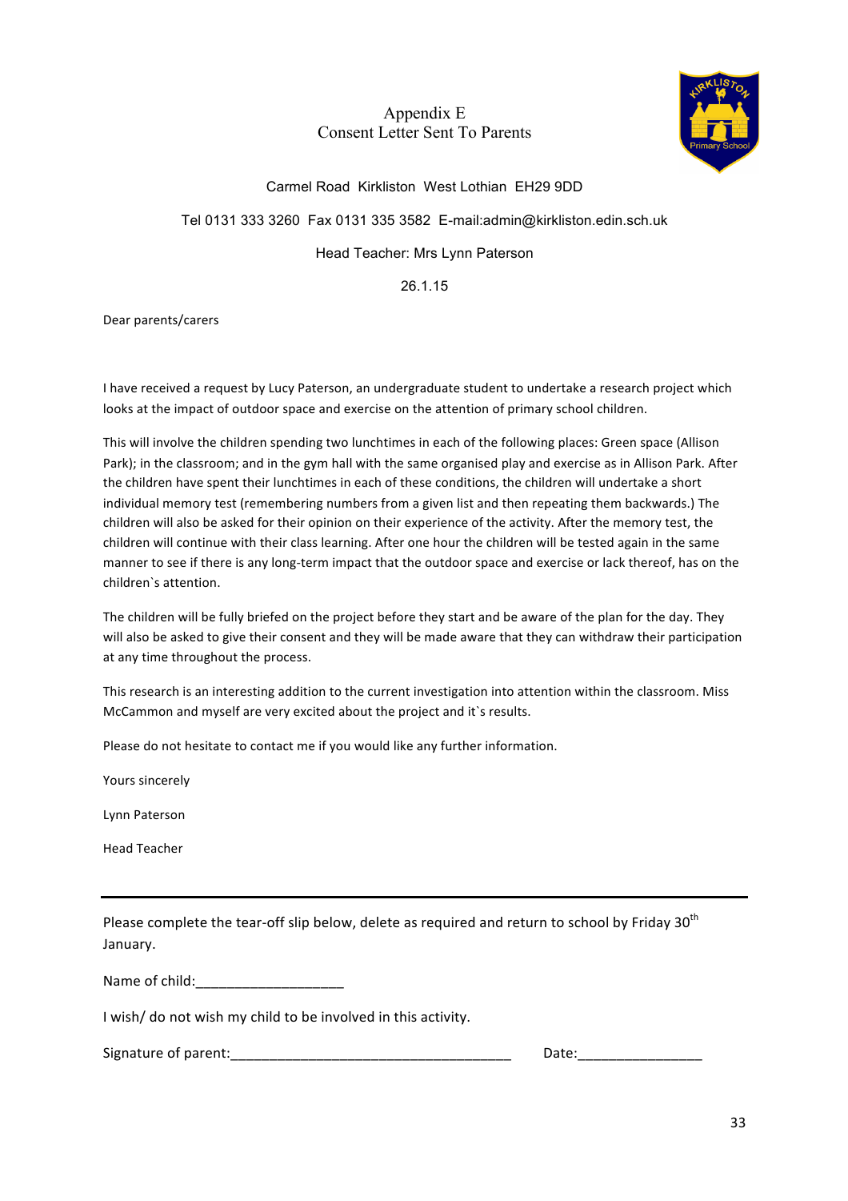# Appendix E
## Consent Letter Sent To Parents

Carmel Road Kirkliston West Lothian EH29 9DD

Tel 0131 333 3260 Fax 0131 335 3582 E-mail:admin@kirkliston.edin.sch.uk

Head Teacher: Mrs Lynn Paterson

26.1.15

Dear parents/carers

I have received a request by Lucy Paterson, an undergraduate student to undertake a research project which looks at the impact of outdoor space and exercise on the attention of primary school children.

This will involve the children spending two lunchtimes in each of the following places: Green space (Allison Park); in the classroom; and in the gym hall with the same organised play and exercise as in Allison Park. After the children have spent their lunchtimes in each of these conditions, the children will undertake a short individual memory test (remembering numbers from a given list and then repeating them backwards.) The children will also be asked for their opinion on their experience of the activity. After the memory test, the children will continue with their class learning. After one hour the children will be tested again in the same manner to see if there is any long-term impact that the outdoor space and exercise or lack thereof, has on the children`s attention.

The children will be fully briefed on the project before they start and be aware of the plan for the day. They will also be asked to give their consent and they will be made aware that they can withdraw their participation at any time throughout the process.

This research is an interesting addition to the current investigation into attention within the classroom. Miss McCammon and myself are very excited about the project and it`s results.

Please do not hesitate to contact me if you would like any further information.

Yours sincerely

Lynn Paterson

Head Teacher

---

Please complete the tear-off slip below, delete as required and return to school by Friday 30th January.

Name of child:___________________

I wish/ do not wish my child to be involved in this activity.

Signature of parent:____________________________________ Date:________________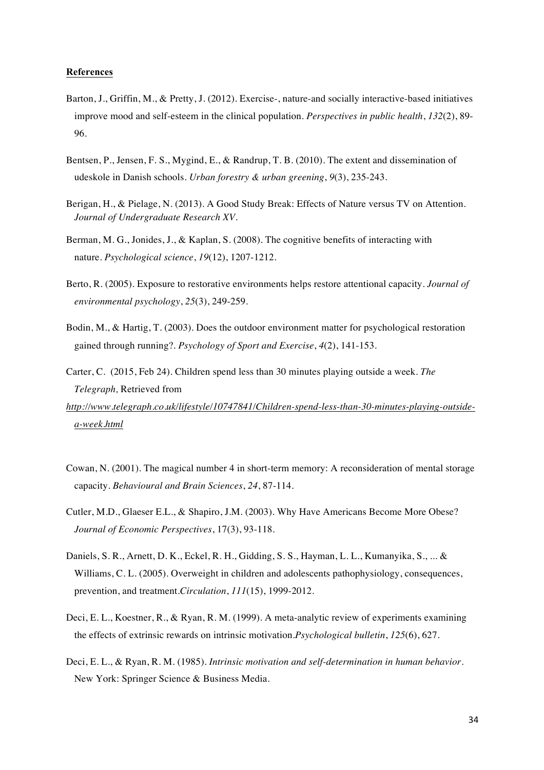**References**

Barton, J., Griffin, M., & Pretty, J. (2012). Exercise-, nature-and socially interactive-based initiatives improve mood and self-esteem in the clinical population. *Perspectives in public health*, *132*(2), 89-96.

Bentsen, P., Jensen, F. S., Mygind, E., & Randrup, T. B. (2010). The extent and dissemination of udeskole in Danish schools. *Urban forestry & urban greening*, *9*(3), 235-243.

Berigan, H., & Pielage, N. (2013). A Good Study Break: Effects of Nature versus TV on Attention. *Journal of Undergraduate Research XV*.

Berman, M. G., Jonides, J., & Kaplan, S. (2008). The cognitive benefits of interacting with nature. *Psychological science*, *19*(12), 1207-1212.

Berto, R. (2005). Exposure to restorative environments helps restore attentional capacity. *Journal of environmental psychology*, *25*(3), 249-259.

Bodin, M., & Hartig, T. (2003). Does the outdoor environment matter for psychological restoration gained through running?. *Psychology of Sport and Exercise*, *4*(2), 141-153.

Carter, C. (2015, Feb 24). Children spend less than 30 minutes playing outside a week. *The Telegraph,* Retrieved from *http://www.telegraph.co.uk/lifestyle/10747841/Children-spend-less-than-30-minutes-playing-outside-a-week.html*

Cowan, N. (2001). The magical number 4 in short-term memory: A reconsideration of mental storage capacity. *Behavioural and Brain Sciences*, *24*, 87-114.

Cutler, M.D., Glaeser E.L., & Shapiro, J.M. (2003). Why Have Americans Become More Obese? *Journal of Economic Perspectives*, 17(3), 93-118.

Daniels, S. R., Arnett, D. K., Eckel, R. H., Gidding, S. S., Hayman, L. L., Kumanyika, S., ... & Williams, C. L. (2005). Overweight in children and adolescents pathophysiology, consequences, prevention, and treatment.*Circulation*, *111*(15), 1999-2012.

Deci, E. L., Koestner, R., & Ryan, R. M. (1999). A meta-analytic review of experiments examining the effects of extrinsic rewards on intrinsic motivation.*Psychological bulletin*, *125*(6), 627.

Deci, E. L., & Ryan, R. M. (1985). *Intrinsic motivation and self-determination in human behavior*. New York: Springer Science & Business Media.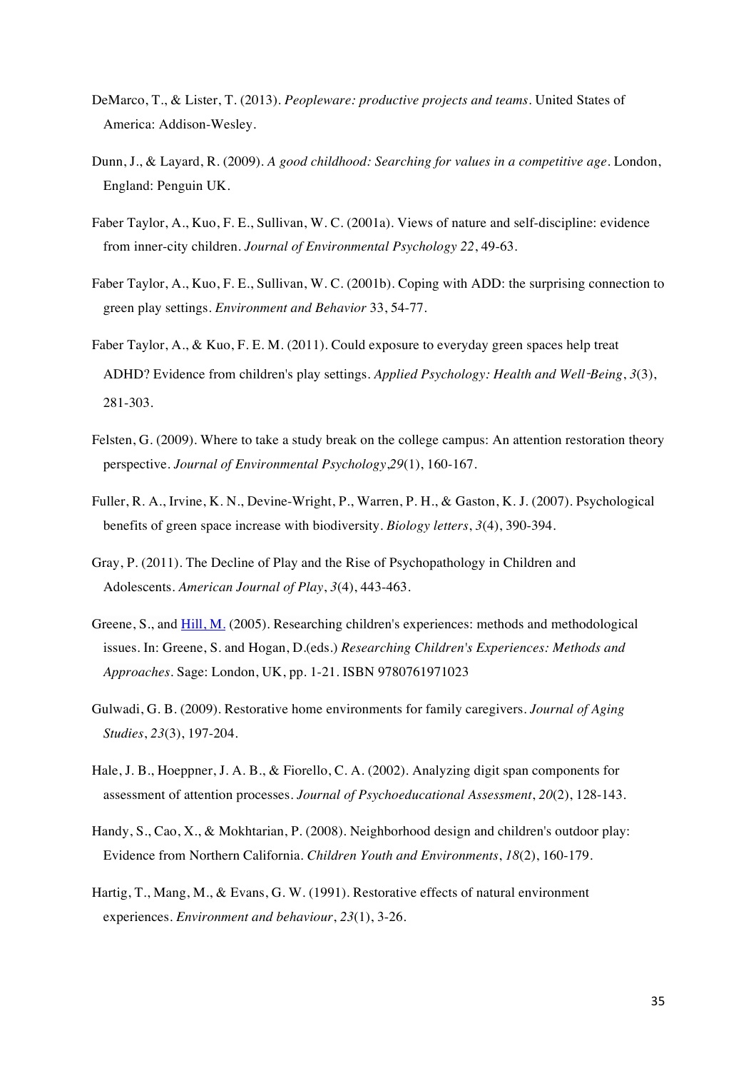DeMarco, T., & Lister, T. (2013). *Peopleware: productive projects and teams*. United States of America: Addison-Wesley.

Dunn, J., & Layard, R. (2009). *A good childhood: Searching for values in a competitive age*. London, England: Penguin UK.

Faber Taylor, A., Kuo, F. E., Sullivan, W. C. (2001a). Views of nature and self-discipline: evidence from inner-city children. *Journal of Environmental Psychology 22*, 49-63.

Faber Taylor, A., Kuo, F. E., Sullivan, W. C. (2001b). Coping with ADD: the surprising connection to green play settings. *Environment and Behavior* 33, 54-77.

Faber Taylor, A., & Kuo, F. E. M. (2011). Could exposure to everyday green spaces help treat ADHD? Evidence from children's play settings. *Applied Psychology: Health and Well‐Being*, *3*(3), 281-303.

Felsten, G. (2009). Where to take a study break on the college campus: An attention restoration theory perspective. *Journal of Environmental Psychology*,*29*(1), 160-167.

Fuller, R. A., Irvine, K. N., Devine-Wright, P., Warren, P. H., & Gaston, K. J. (2007). Psychological benefits of green space increase with biodiversity. *Biology letters*, *3*(4), 390-394.

Gray, P. (2011). The Decline of Play and the Rise of Psychopathology in Children and Adolescents. *American Journal of Play*, *3*(4), 443-463.

Greene, S., and Hill, M. (2005). Researching children's experiences: methods and methodological issues. In: Greene, S. and Hogan, D.(eds.) *Researching Children's Experiences: Methods and Approaches*. Sage: London, UK, pp. 1-21. ISBN 9780761971023

Gulwadi, G. B. (2009). Restorative home environments for family caregivers. *Journal of Aging Studies*, *23*(3), 197-204.

Hale, J. B., Hoeppner, J. A. B., & Fiorello, C. A. (2002). Analyzing digit span components for assessment of attention processes. *Journal of Psychoeducational Assessment*, *20*(2), 128-143.

Handy, S., Cao, X., & Mokhtarian, P. (2008). Neighborhood design and children's outdoor play: Evidence from Northern California. *Children Youth and Environments*, *18*(2), 160-179.

Hartig, T., Mang, M., & Evans, G. W. (1991). Restorative effects of natural environment experiences. *Environment and behaviour*, *23*(1), 3-26.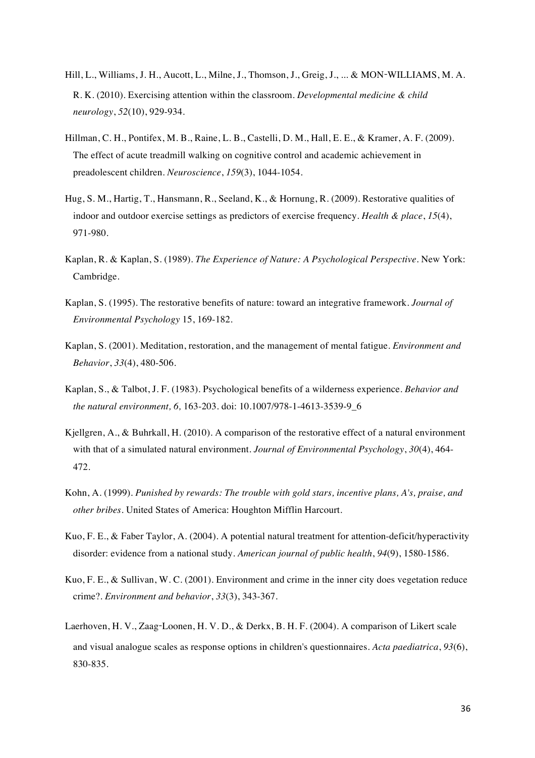Hill, L., Williams, J. H., Aucott, L., Milne, J., Thomson, J., Greig, J., ... & MON‐WILLIAMS, M. A. R. K. (2010). Exercising attention within the classroom. *Developmental medicine & child neurology*, *52*(10), 929-934.

Hillman, C. H., Pontifex, M. B., Raine, L. B., Castelli, D. M., Hall, E. E., & Kramer, A. F. (2009). The effect of acute treadmill walking on cognitive control and academic achievement in preadolescent children. *Neuroscience*, *159*(3), 1044-1054.

Hug, S. M., Hartig, T., Hansmann, R., Seeland, K., & Hornung, R. (2009). Restorative qualities of indoor and outdoor exercise settings as predictors of exercise frequency. *Health & place*, *15*(4), 971-980.

Kaplan, R. & Kaplan, S. (1989). *The Experience of Nature: A Psychological Perspective*. New York: Cambridge.

Kaplan, S. (1995). The restorative benefits of nature: toward an integrative framework. *Journal of Environmental Psychology* 15, 169-182.

Kaplan, S. (2001). Meditation, restoration, and the management of mental fatigue. *Environment and Behavior*, *33*(4), 480-506.

Kaplan, S., & Talbot, J. F. (1983). Psychological benefits of a wilderness experience. *Behavior and the natural environment, 6,* 163-203. doi: 10.1007/978-1-4613-3539-9_6

Kjellgren, A., & Buhrkall, H. (2010). A comparison of the restorative effect of a natural environment with that of a simulated natural environment. *Journal of Environmental Psychology*, *30*(4), 464-472.

Kohn, A. (1999). *Punished by rewards: The trouble with gold stars, incentive plans, A's, praise, and other bribes*. United States of America: Houghton Mifflin Harcourt.

Kuo, F. E., & Faber Taylor, A. (2004). A potential natural treatment for attention-deficit/hyperactivity disorder: evidence from a national study. *American journal of public health*, *94*(9), 1580-1586.

Kuo, F. E., & Sullivan, W. C. (2001). Environment and crime in the inner city does vegetation reduce crime?. *Environment and behavior*, *33*(3), 343-367.

Laerhoven, H. V., Zaag‐Loonen, H. V. D., & Derkx, B. H. F. (2004). A comparison of Likert scale and visual analogue scales as response options in children's questionnaires. *Acta paediatrica*, *93*(6), 830-835.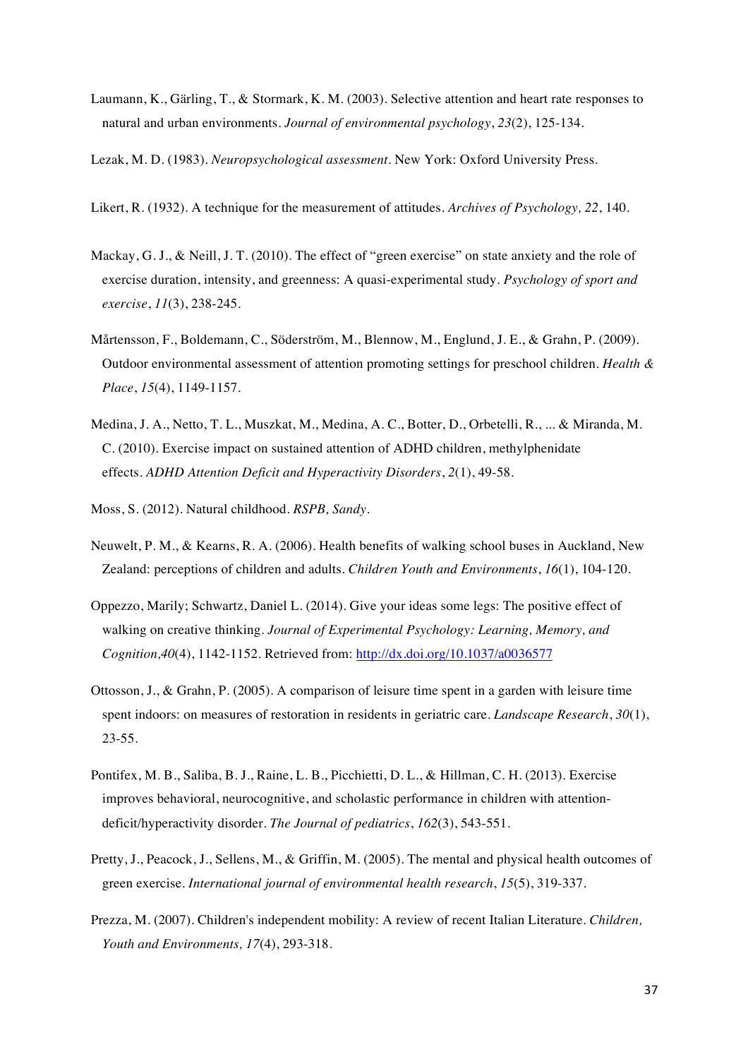Laumann, K., Gärling, T., & Stormark, K. M. (2003). Selective attention and heart rate responses to natural and urban environments. *Journal of environmental psychology*, *23*(2), 125-134.

Lezak, M. D. (1983). *Neuropsychological assessment*. New York: Oxford University Press.

Likert, R. (1932). A technique for the measurement of attitudes. *Archives of Psychology, 22*, 140.

Mackay, G. J., & Neill, J. T. (2010). The effect of "green exercise" on state anxiety and the role of exercise duration, intensity, and greenness: A quasi-experimental study. *Psychology of sport and exercise*, *11*(3), 238-245.

Mårtensson, F., Boldemann, C., Söderström, M., Blennow, M., Englund, J. E., & Grahn, P. (2009). Outdoor environmental assessment of attention promoting settings for preschool children. *Health & Place*, *15*(4), 1149-1157.

Medina, J. A., Netto, T. L., Muszkat, M., Medina, A. C., Botter, D., Orbetelli, R., ... & Miranda, M. C. (2010). Exercise impact on sustained attention of ADHD children, methylphenidate effects. *ADHD Attention Deficit and Hyperactivity Disorders*, *2*(1), 49-58.

Moss, S. (2012). Natural childhood. *RSPB, Sandy*.

Neuwelt, P. M., & Kearns, R. A. (2006). Health benefits of walking school buses in Auckland, New Zealand: perceptions of children and adults. *Children Youth and Environments*, *16*(1), 104-120.

Oppezzo, Marily; Schwartz, Daniel L. (2014). Give your ideas some legs: The positive effect of walking on creative thinking. *Journal of Experimental Psychology: Learning, Memory, and Cognition,40*(4), 1142-1152. Retrieved from: http://dx.doi.org/10.1037/a0036577

Ottosson, J., & Grahn, P. (2005). A comparison of leisure time spent in a garden with leisure time spent indoors: on measures of restoration in residents in geriatric care. *Landscape Research*, *30*(1), 23-55.

Pontifex, M. B., Saliba, B. J., Raine, L. B., Picchietti, D. L., & Hillman, C. H. (2013). Exercise improves behavioral, neurocognitive, and scholastic performance in children with attention-deficit/hyperactivity disorder. *The Journal of pediatrics*, *162*(3), 543-551.

Pretty, J., Peacock, J., Sellens, M., & Griffin, M. (2005). The mental and physical health outcomes of green exercise. *International journal of environmental health research*, *15*(5), 319-337.

Prezza, M. (2007). Children's independent mobility: A review of recent Italian Literature. *Children, Youth and Environments, 17*(4), 293-318.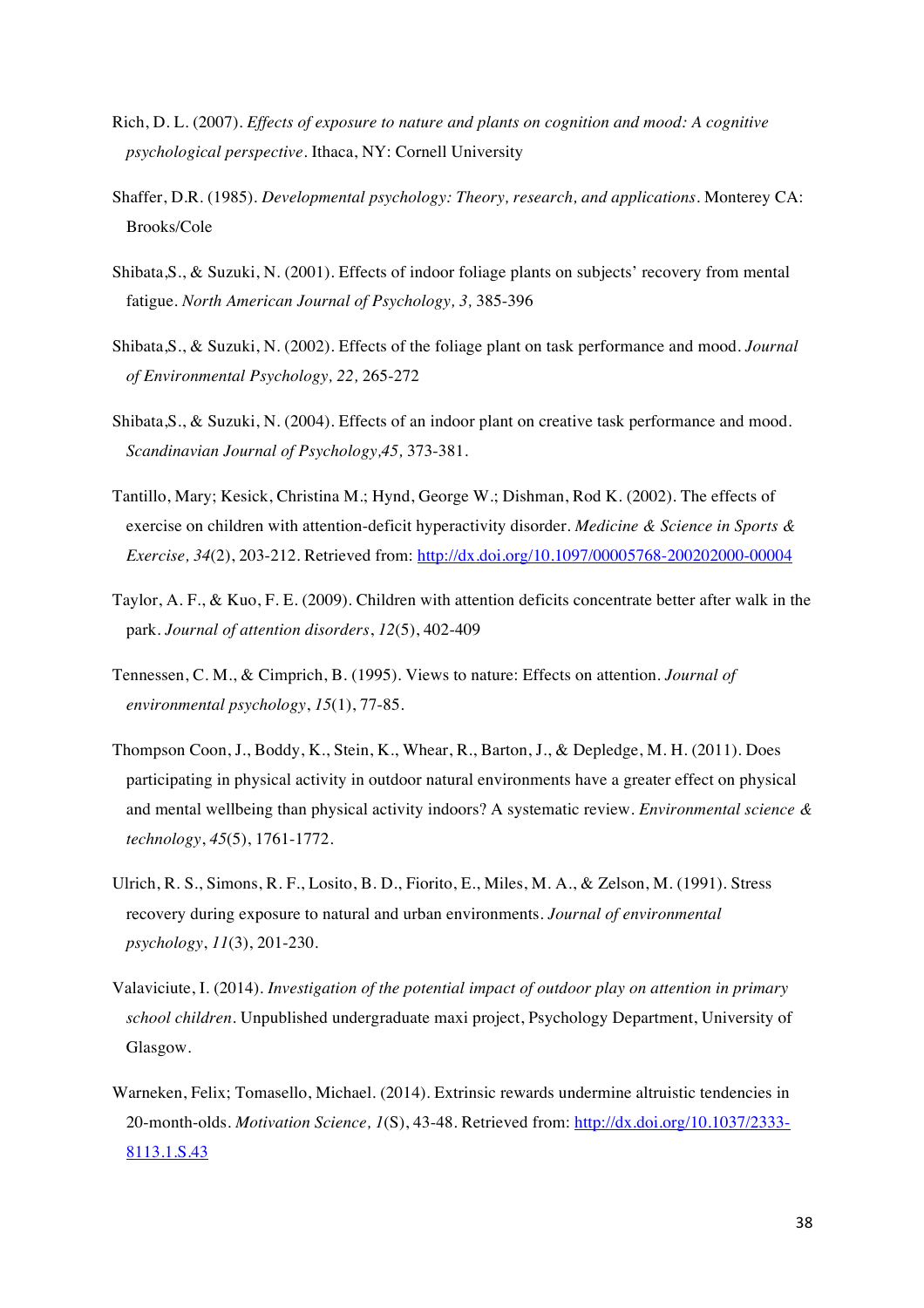Rich, D. L. (2007). *Effects of exposure to nature and plants on cognition and mood: A cognitive psychological perspective*. Ithaca, NY: Cornell University

Shaffer, D.R. (1985). *Developmental psychology: Theory, research, and applications*. Monterey CA: Brooks/Cole

Shibata,S., & Suzuki, N. (2001). Effects of indoor foliage plants on subjects' recovery from mental fatigue. *North American Journal of Psychology, 3,* 385-396

Shibata,S., & Suzuki, N. (2002). Effects of the foliage plant on task performance and mood. *Journal of Environmental Psychology, 22,* 265-272

Shibata,S., & Suzuki, N. (2004). Effects of an indoor plant on creative task performance and mood. *Scandinavian Journal of Psychology,45,* 373-381.

Tantillo, Mary; Kesick, Christina M.; Hynd, George W.; Dishman, Rod K. (2002). The effects of exercise on children with attention-deficit hyperactivity disorder. *Medicine & Science in Sports & Exercise, 34*(2), 203-212. Retrieved from: http://dx.doi.org/10.1097/00005768-200202000-00004

Taylor, A. F., & Kuo, F. E. (2009). Children with attention deficits concentrate better after walk in the park. *Journal of attention disorders*, *12*(5), 402-409

Tennessen, C. M., & Cimprich, B. (1995). Views to nature: Effects on attention. *Journal of environmental psychology*, *15*(1), 77-85.

Thompson Coon, J., Boddy, K., Stein, K., Whear, R., Barton, J., & Depledge, M. H. (2011). Does participating in physical activity in outdoor natural environments have a greater effect on physical and mental wellbeing than physical activity indoors? A systematic review. *Environmental science & technology*, *45*(5), 1761-1772.

Ulrich, R. S., Simons, R. F., Losito, B. D., Fiorito, E., Miles, M. A., & Zelson, M. (1991). Stress recovery during exposure to natural and urban environments. *Journal of environmental psychology*, *11*(3), 201-230.

Valaviciute, I. (2014). *Investigation of the potential impact of outdoor play on attention in primary school children*. Unpublished undergraduate maxi project, Psychology Department, University of Glasgow.

Warneken, Felix; Tomasello, Michael. (2014). Extrinsic rewards undermine altruistic tendencies in 20-month-olds. *Motivation Science, 1*(S), 43-48. Retrieved from: http://dx.doi.org/10.1037/2333-8113.1.S.43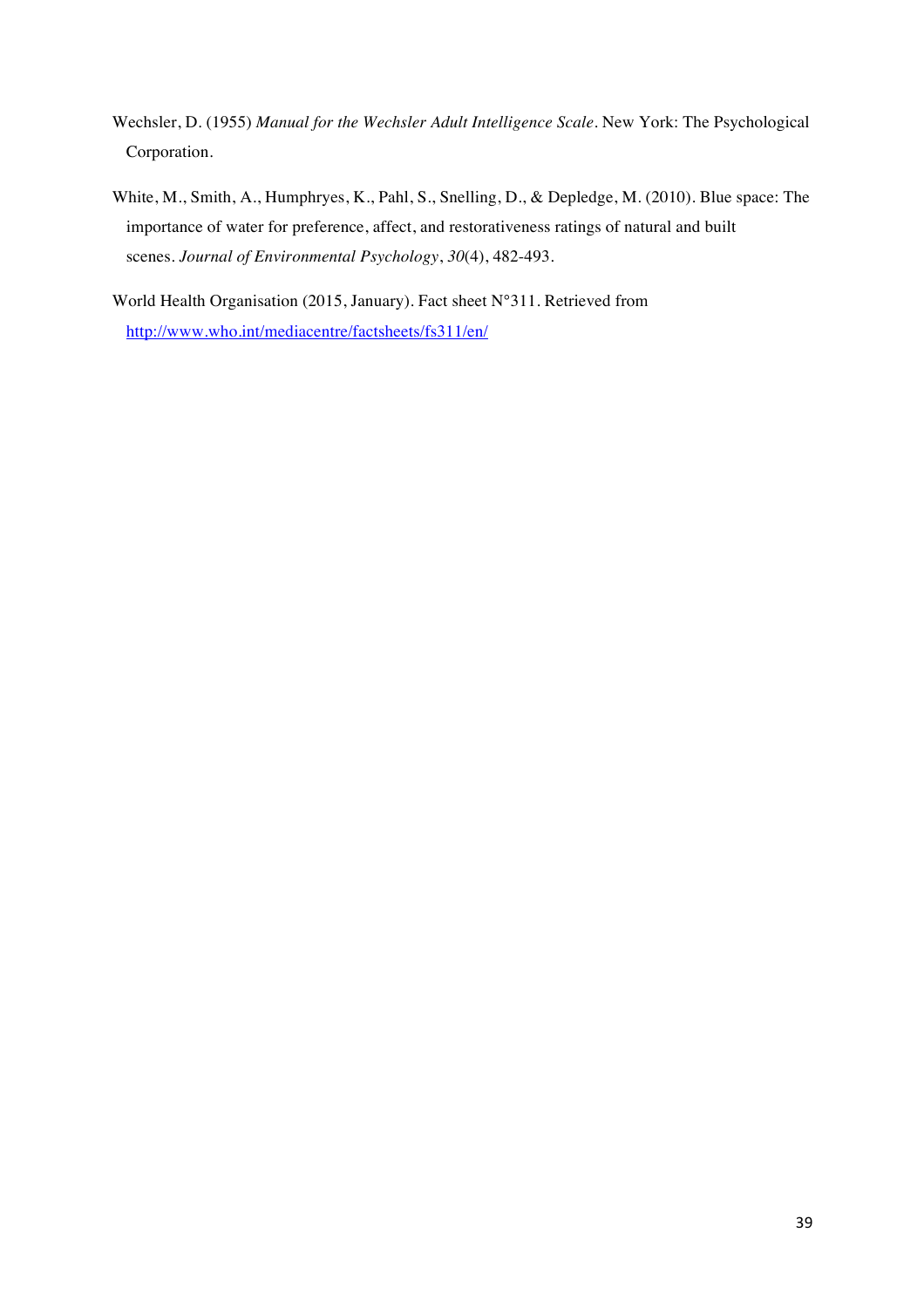Wechsler, D. (1955) *Manual for the Wechsler Adult Intelligence Scale*. New York: The Psychological Corporation.

White, M., Smith, A., Humphryes, K., Pahl, S., Snelling, D., & Depledge, M. (2010). Blue space: The importance of water for preference, affect, and restorativeness ratings of natural and built scenes. *Journal of Environmental Psychology*, *30*(4), 482-493.

World Health Organisation (2015, January). Fact sheet N°311. Retrieved from http://www.who.int/mediacentre/factsheets/fs311/en/